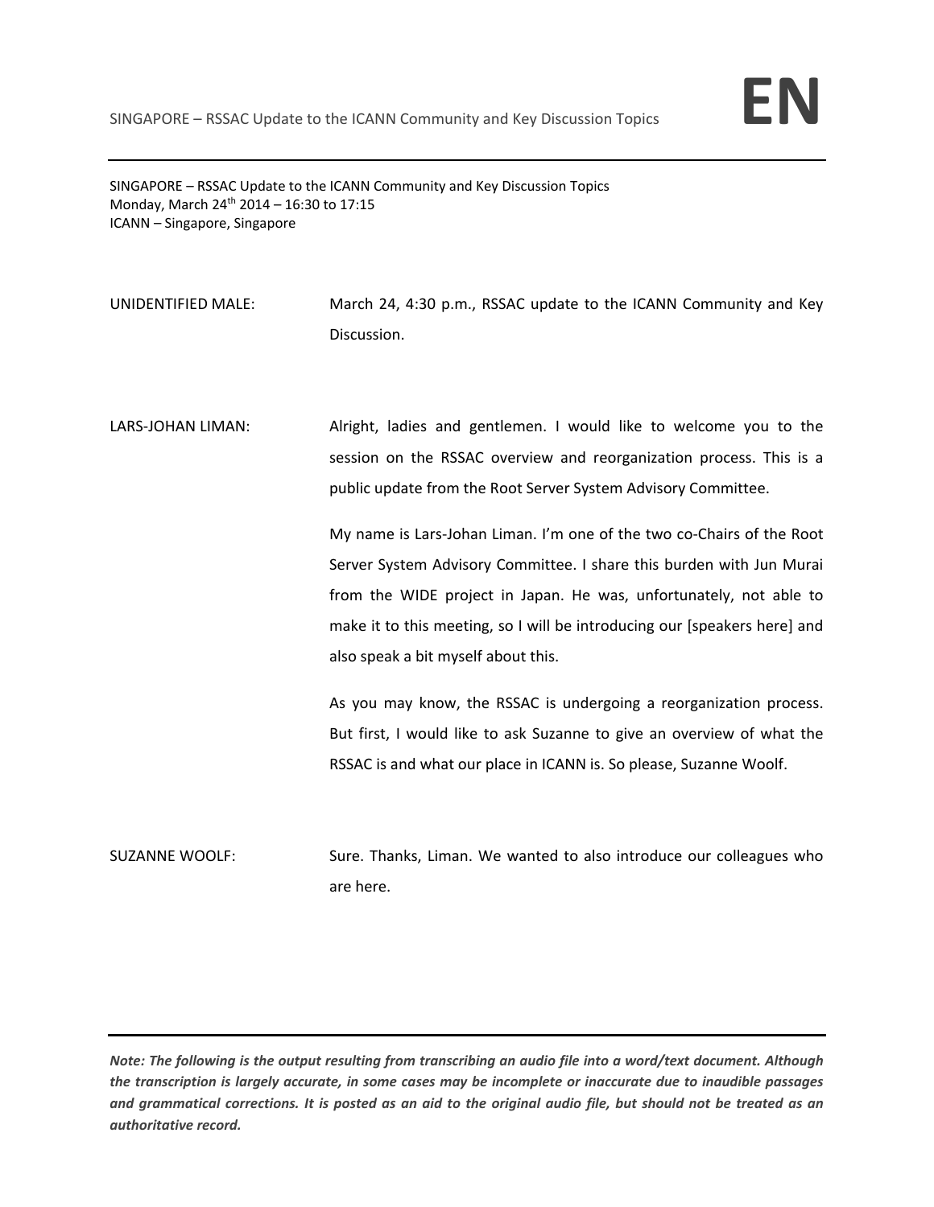SINGAPORE – RSSAC Update to the ICANN Community and Key Discussion Topics
Monday, March 24th 2014 – 16:30 to 17:15
ICANN – Singapore, Singapore

UNIDENTIFIED MALE: March 24, 4:30 p.m., RSSAC update to the ICANN Community and Key Discussion.

LARS-JOHAN LIMAN: Alright, ladies and gentlemen. I would like to welcome you to the session on the RSSAC overview and reorganization process. This is a public update from the Root Server System Advisory Committee.

My name is Lars-Johan Liman. I'm one of the two co-Chairs of the Root Server System Advisory Committee. I share this burden with Jun Murai from the WIDE project in Japan. He was, unfortunately, not able to make it to this meeting, so I will be introducing our [speakers here] and also speak a bit myself about this.

As you may know, the RSSAC is undergoing a reorganization process. But first, I would like to ask Suzanne to give an overview of what the RSSAC is and what our place in ICANN is. So please, Suzanne Woolf.

SUZANNE WOOLF: Sure. Thanks, Liman. We wanted to also introduce our colleagues who are here.

***Note: The following is the output resulting from transcribing an audio file into a word/text document. Although the transcription is largely accurate, in some cases may be incomplete or inaccurate due to inaudible passages and grammatical corrections. It is posted as an aid to the original audio file, but should not be treated as an authoritative record.***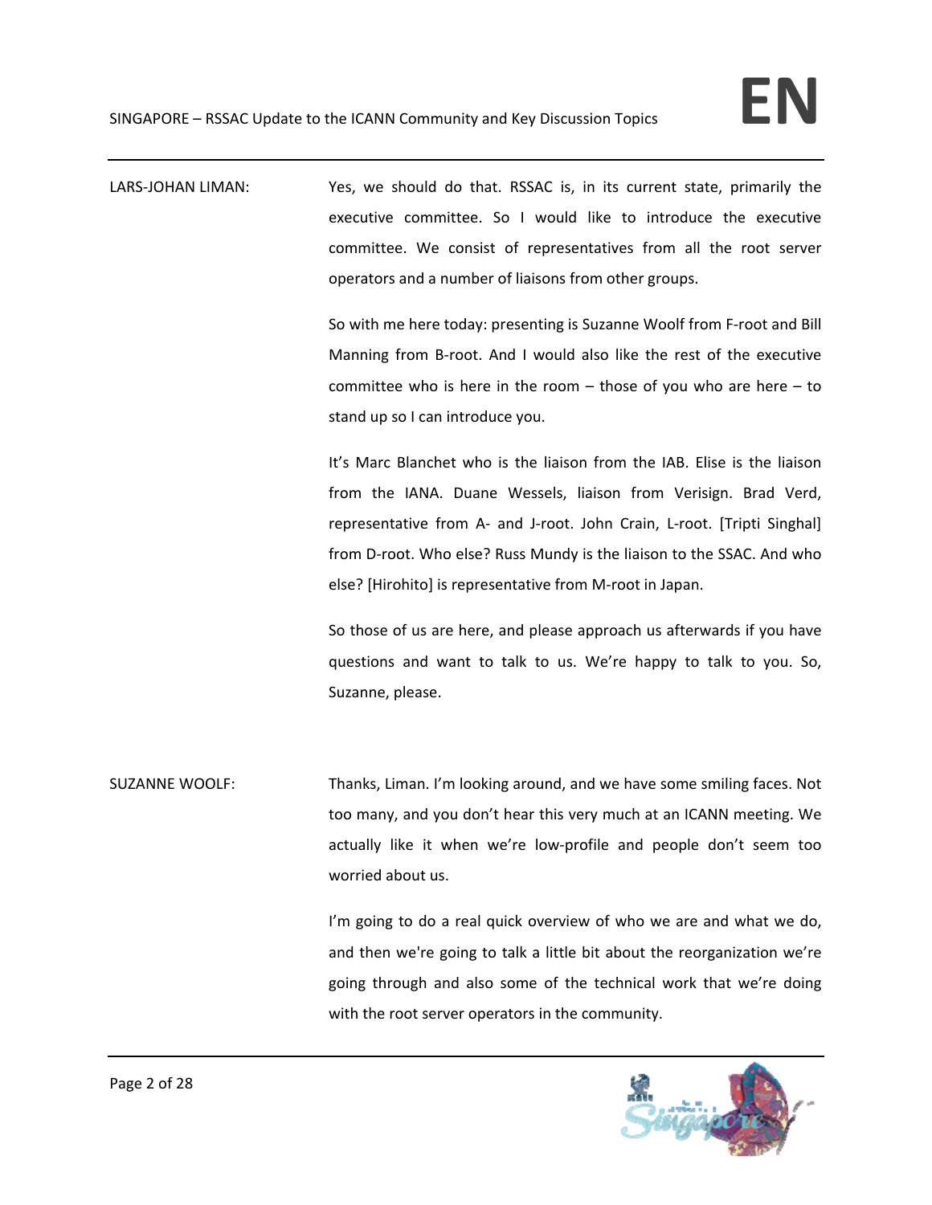LARS-JOHAN LIMAN: Yes, we should do that. RSSAC is, in its current state, primarily the executive committee. So I would like to introduce the executive committee. We consist of representatives from all the root server operators and a number of liaisons from other groups.

So with me here today: presenting is Suzanne Woolf from F-root and Bill Manning from B-root. And I would also like the rest of the executive committee who is here in the room – those of you who are here – to stand up so I can introduce you.

It's Marc Blanchet who is the liaison from the IAB. Elise is the liaison from the IANA. Duane Wessels, liaison from Verisign. Brad Verd, representative from A- and J-root. John Crain, L-root. [Tripti Singhal] from D-root. Who else? Russ Mundy is the liaison to the SSAC. And who else? [Hirohito] is representative from M-root in Japan.

So those of us are here, and please approach us afterwards if you have questions and want to talk to us. We're happy to talk to you. So, Suzanne, please.

SUZANNE WOOLF: Thanks, Liman. I'm looking around, and we have some smiling faces. Not too many, and you don't hear this very much at an ICANN meeting. We actually like it when we're low-profile and people don't seem too worried about us.

I'm going to do a real quick overview of who we are and what we do, and then we're going to talk a little bit about the reorganization we're going through and also some of the technical work that we're doing with the root server operators in the community.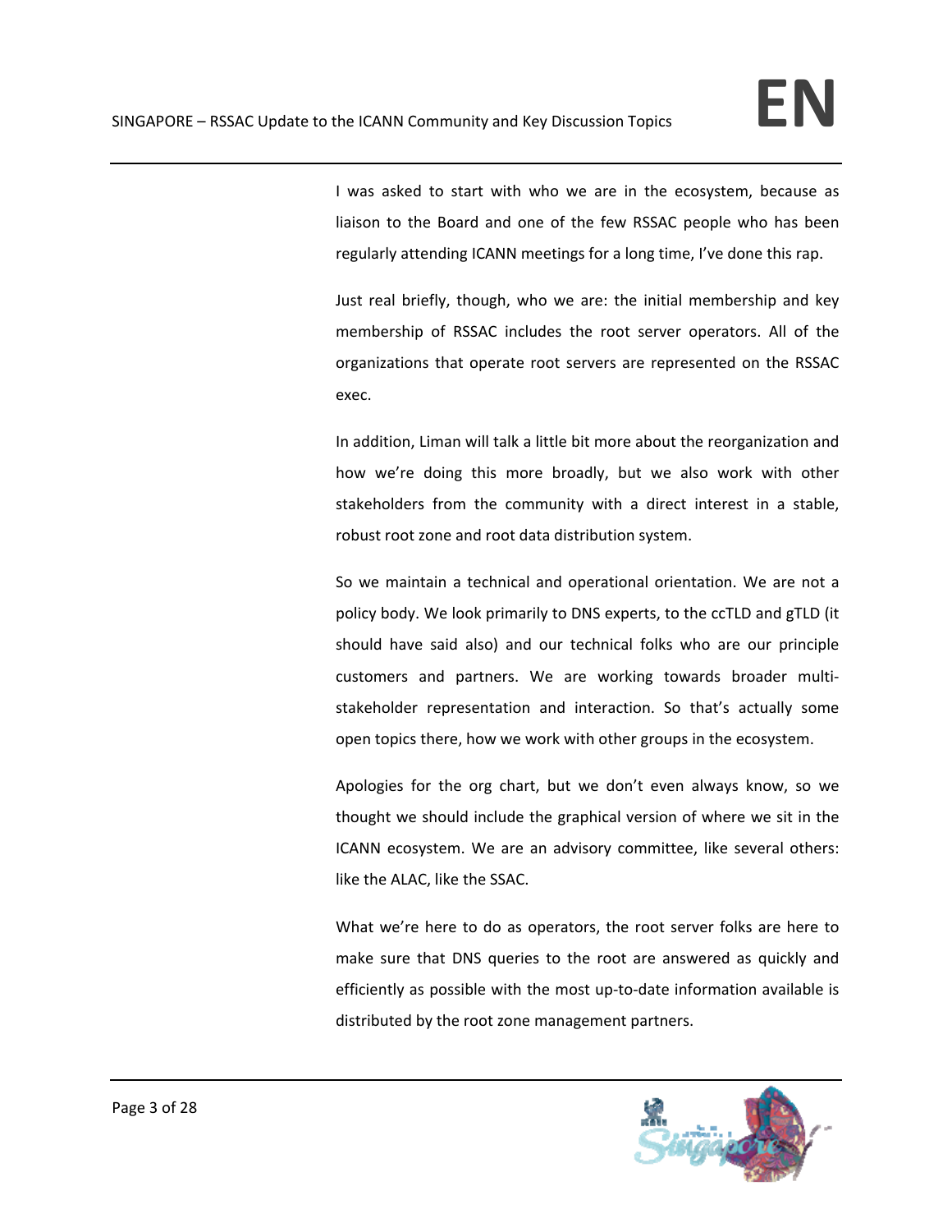I was asked to start with who we are in the ecosystem, because as liaison to the Board and one of the few RSSAC people who has been regularly attending ICANN meetings for a long time, I've done this rap.

Just real briefly, though, who we are: the initial membership and key membership of RSSAC includes the root server operators. All of the organizations that operate root servers are represented on the RSSAC exec.

In addition, Liman will talk a little bit more about the reorganization and how we're doing this more broadly, but we also work with other stakeholders from the community with a direct interest in a stable, robust root zone and root data distribution system.

So we maintain a technical and operational orientation. We are not a policy body. We look primarily to DNS experts, to the ccTLD and gTLD (it should have said also) and our technical folks who are our principle customers and partners. We are working towards broader multi-stakeholder representation and interaction. So that's actually some open topics there, how we work with other groups in the ecosystem.

Apologies for the org chart, but we don't even always know, so we thought we should include the graphical version of where we sit in the ICANN ecosystem. We are an advisory committee, like several others: like the ALAC, like the SSAC.

What we're here to do as operators, the root server folks are here to make sure that DNS queries to the root are answered as quickly and efficiently as possible with the most up-to-date information available is distributed by the root zone management partners.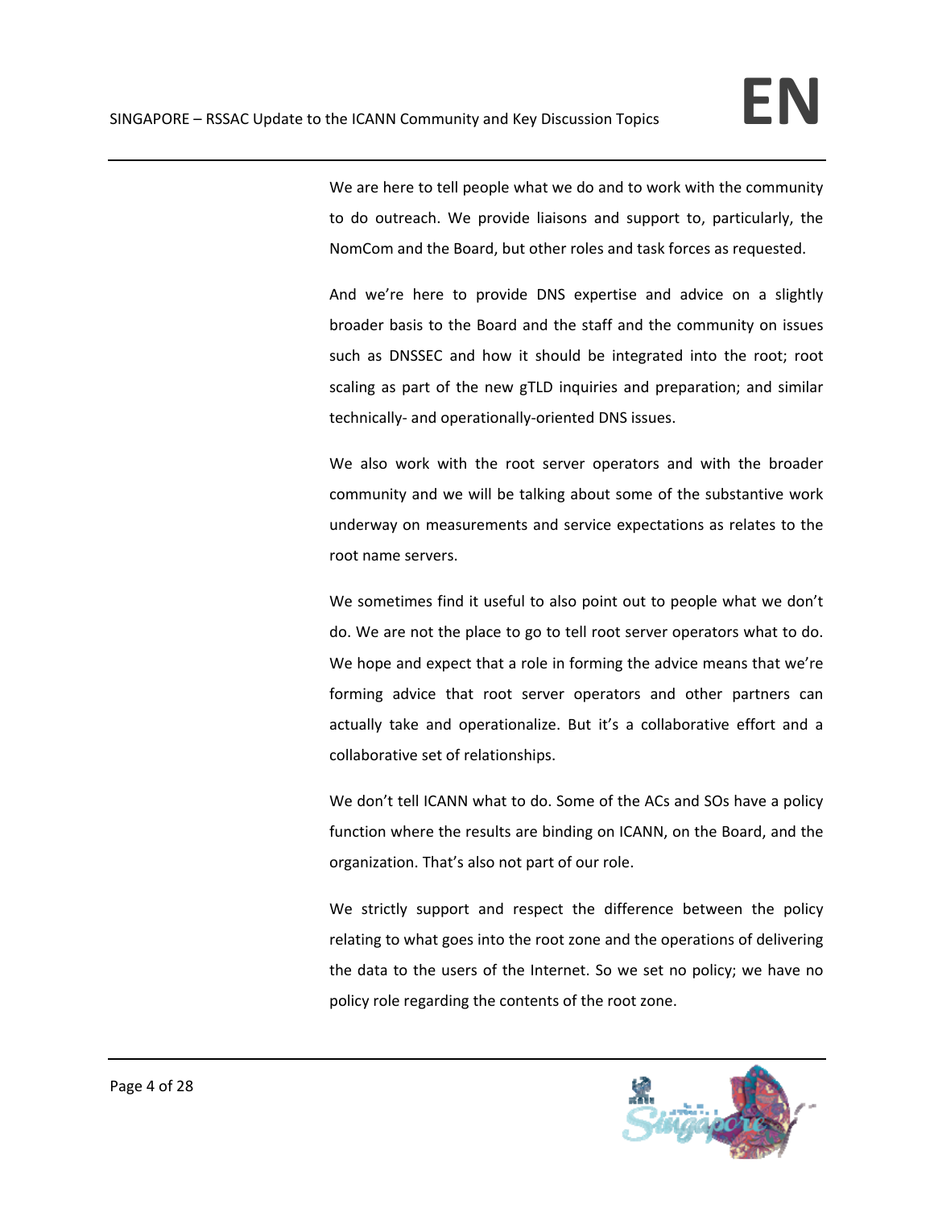We are here to tell people what we do and to work with the community to do outreach. We provide liaisons and support to, particularly, the NomCom and the Board, but other roles and task forces as requested.

And we're here to provide DNS expertise and advice on a slightly broader basis to the Board and the staff and the community on issues such as DNSSEC and how it should be integrated into the root; root scaling as part of the new gTLD inquiries and preparation; and similar technically- and operationally-oriented DNS issues.

We also work with the root server operators and with the broader community and we will be talking about some of the substantive work underway on measurements and service expectations as relates to the root name servers.

We sometimes find it useful to also point out to people what we don't do. We are not the place to go to tell root server operators what to do. We hope and expect that a role in forming the advice means that we're forming advice that root server operators and other partners can actually take and operationalize. But it's a collaborative effort and a collaborative set of relationships.

We don't tell ICANN what to do. Some of the ACs and SOs have a policy function where the results are binding on ICANN, on the Board, and the organization. That's also not part of our role.

We strictly support and respect the difference between the policy relating to what goes into the root zone and the operations of delivering the data to the users of the Internet. So we set no policy; we have no policy role regarding the contents of the root zone.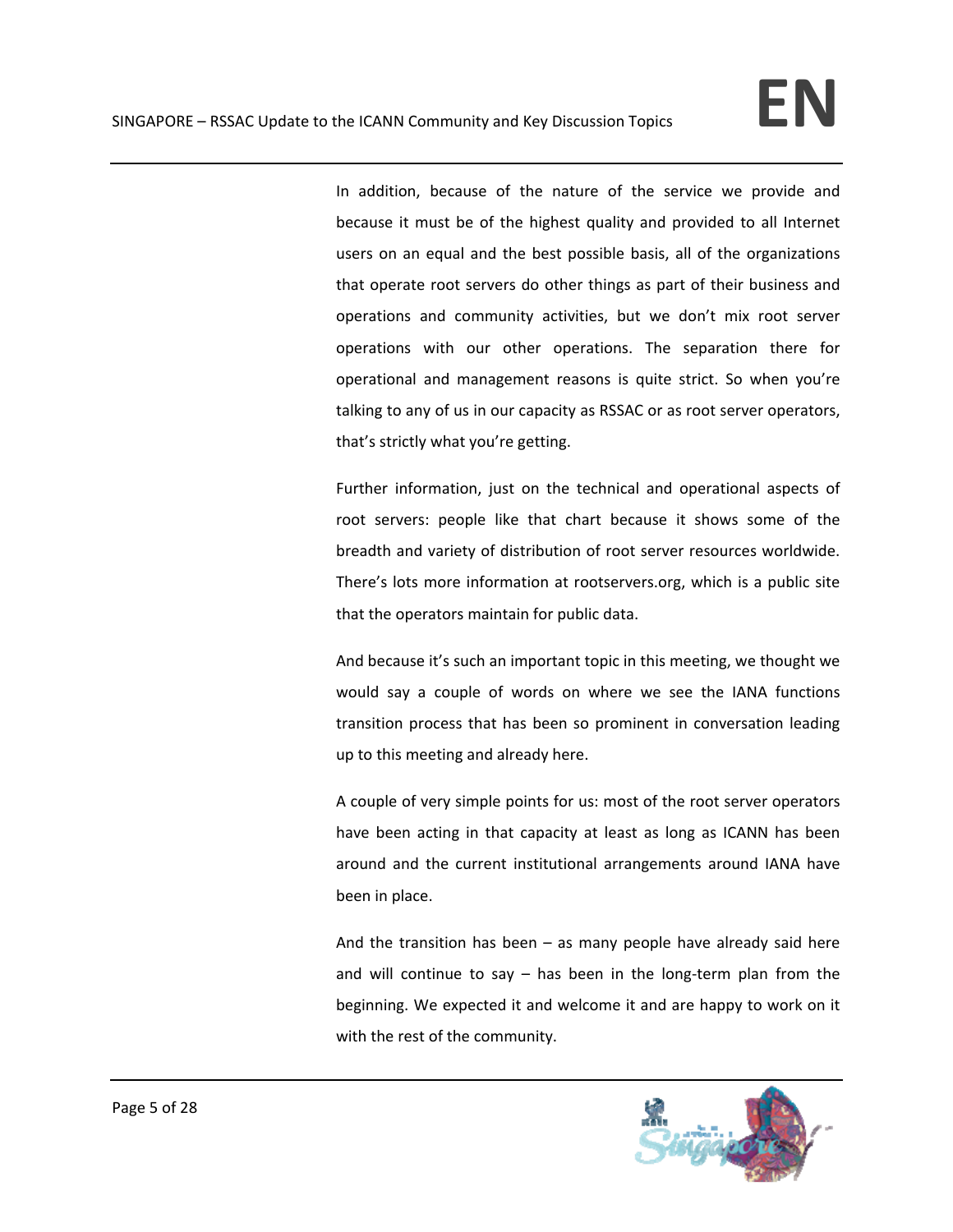In addition, because of the nature of the service we provide and because it must be of the highest quality and provided to all Internet users on an equal and the best possible basis, all of the organizations that operate root servers do other things as part of their business and operations and community activities, but we don't mix root server operations with our other operations. The separation there for operational and management reasons is quite strict. So when you're talking to any of us in our capacity as RSSAC or as root server operators, that's strictly what you're getting.

Further information, just on the technical and operational aspects of root servers: people like that chart because it shows some of the breadth and variety of distribution of root server resources worldwide. There's lots more information at rootservers.org, which is a public site that the operators maintain for public data.

And because it's such an important topic in this meeting, we thought we would say a couple of words on where we see the IANA functions transition process that has been so prominent in conversation leading up to this meeting and already here.

A couple of very simple points for us: most of the root server operators have been acting in that capacity at least as long as ICANN has been around and the current institutional arrangements around IANA have been in place.

And the transition has been – as many people have already said here and will continue to say – has been in the long-term plan from the beginning. We expected it and welcome it and are happy to work on it with the rest of the community.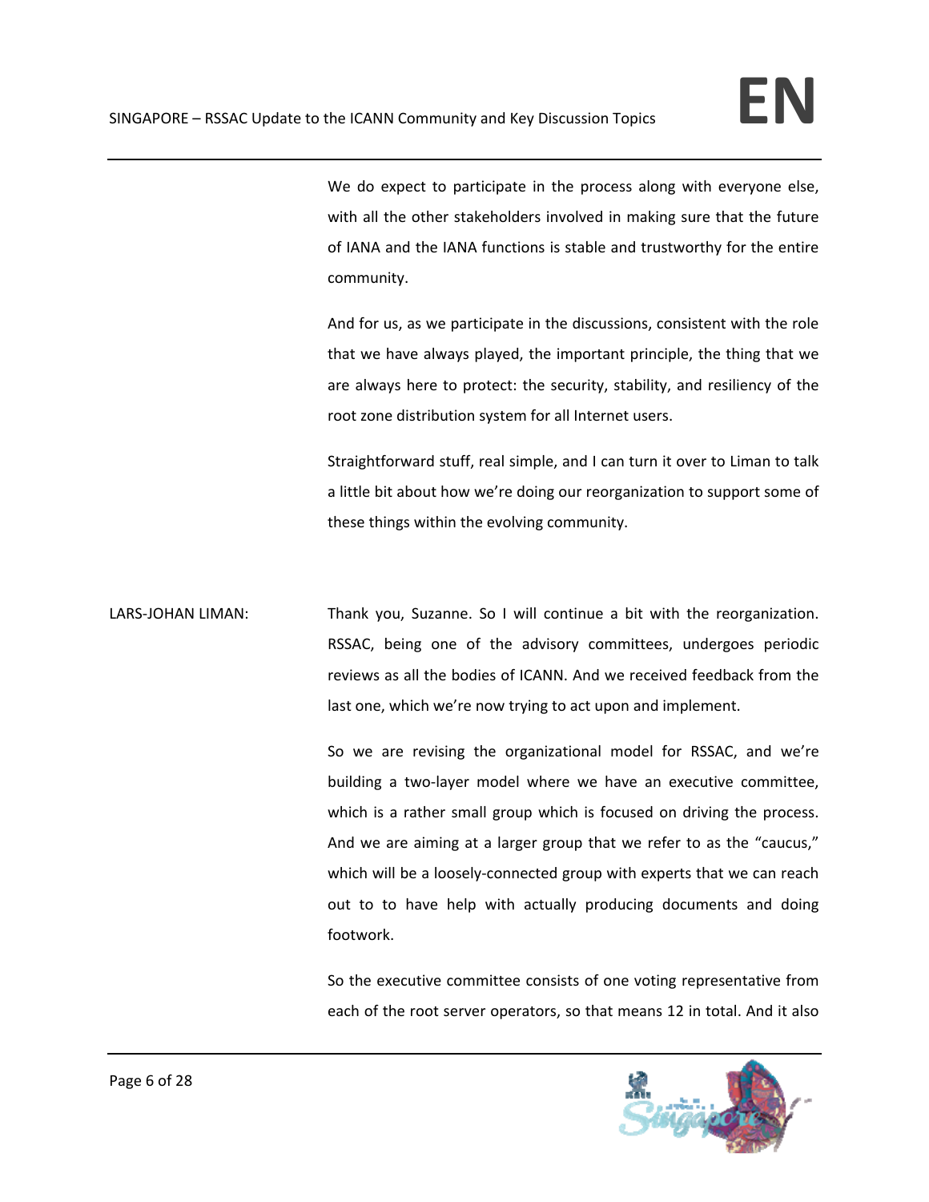We do expect to participate in the process along with everyone else, with all the other stakeholders involved in making sure that the future of IANA and the IANA functions is stable and trustworthy for the entire community.

And for us, as we participate in the discussions, consistent with the role that we have always played, the important principle, the thing that we are always here to protect: the security, stability, and resiliency of the root zone distribution system for all Internet users.

Straightforward stuff, real simple, and I can turn it over to Liman to talk a little bit about how we're doing our reorganization to support some of these things within the evolving community.

LARS-JOHAN LIMAN: Thank you, Suzanne. So I will continue a bit with the reorganization. RSSAC, being one of the advisory committees, undergoes periodic reviews as all the bodies of ICANN. And we received feedback from the last one, which we're now trying to act upon and implement.

So we are revising the organizational model for RSSAC, and we're building a two-layer model where we have an executive committee, which is a rather small group which is focused on driving the process. And we are aiming at a larger group that we refer to as the "caucus," which will be a loosely-connected group with experts that we can reach out to to have help with actually producing documents and doing footwork.

So the executive committee consists of one voting representative from each of the root server operators, so that means 12 in total. And it also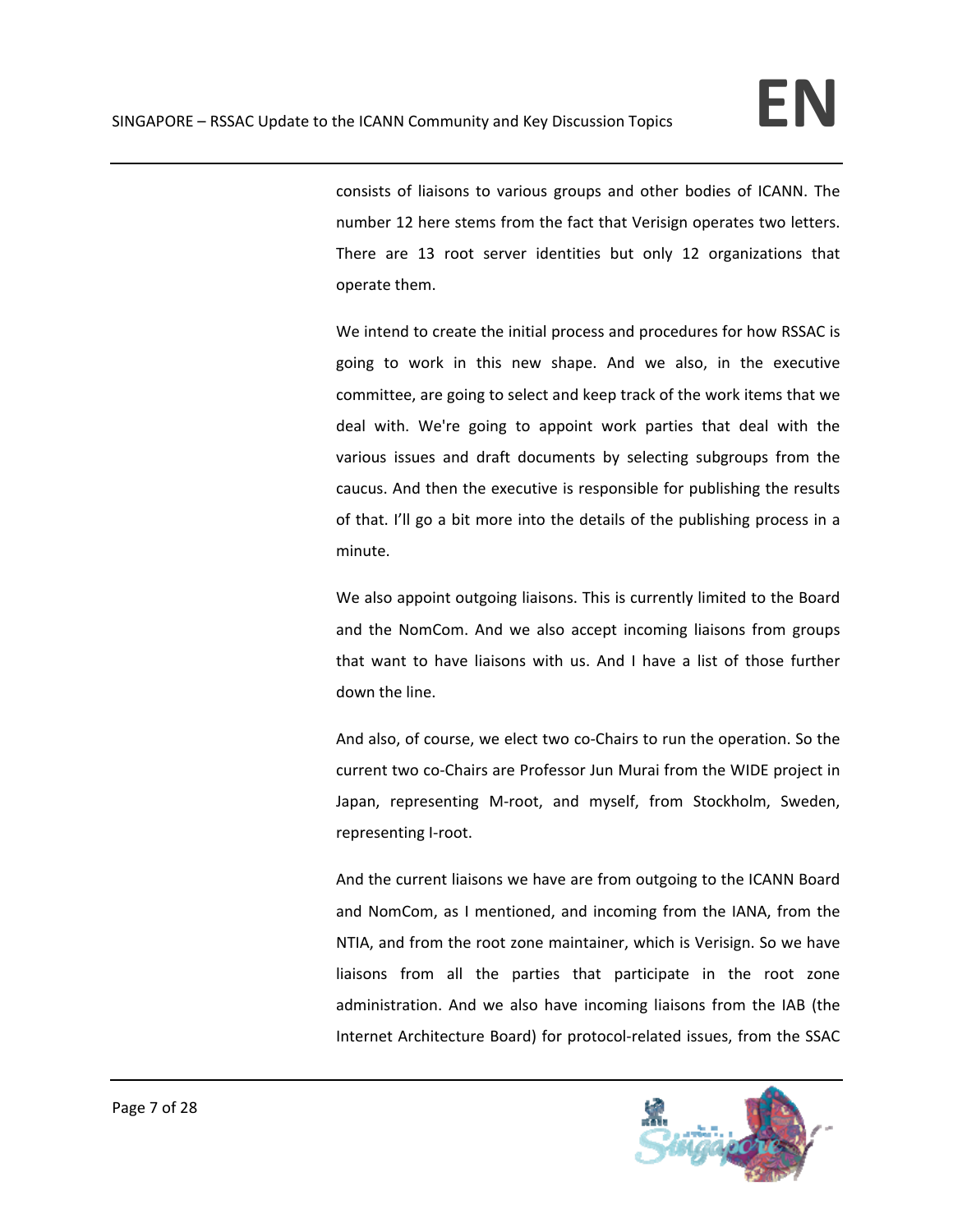consists of liaisons to various groups and other bodies of ICANN. The number 12 here stems from the fact that Verisign operates two letters. There are 13 root server identities but only 12 organizations that operate them.

We intend to create the initial process and procedures for how RSSAC is going to work in this new shape. And we also, in the executive committee, are going to select and keep track of the work items that we deal with. We're going to appoint work parties that deal with the various issues and draft documents by selecting subgroups from the caucus. And then the executive is responsible for publishing the results of that. I'll go a bit more into the details of the publishing process in a minute.

We also appoint outgoing liaisons. This is currently limited to the Board and the NomCom. And we also accept incoming liaisons from groups that want to have liaisons with us. And I have a list of those further down the line.

And also, of course, we elect two co-Chairs to run the operation. So the current two co-Chairs are Professor Jun Murai from the WIDE project in Japan, representing M-root, and myself, from Stockholm, Sweden, representing I-root.

And the current liaisons we have are from outgoing to the ICANN Board and NomCom, as I mentioned, and incoming from the IANA, from the NTIA, and from the root zone maintainer, which is Verisign. So we have liaisons from all the parties that participate in the root zone administration. And we also have incoming liaisons from the IAB (the Internet Architecture Board) for protocol-related issues, from the SSAC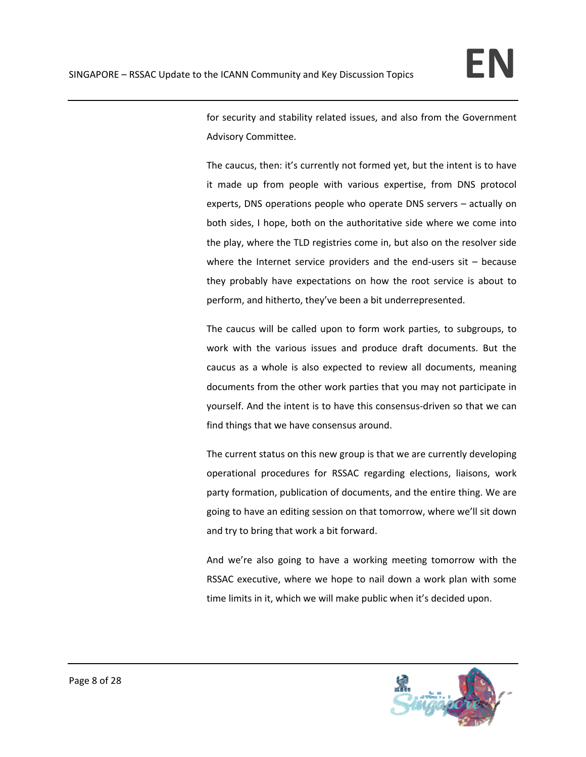for security and stability related issues, and also from the Government Advisory Committee.

The caucus, then: it's currently not formed yet, but the intent is to have it made up from people with various expertise, from DNS protocol experts, DNS operations people who operate DNS servers – actually on both sides, I hope, both on the authoritative side where we come into the play, where the TLD registries come in, but also on the resolver side where the Internet service providers and the end-users sit – because they probably have expectations on how the root service is about to perform, and hitherto, they've been a bit underrepresented.

The caucus will be called upon to form work parties, to subgroups, to work with the various issues and produce draft documents. But the caucus as a whole is also expected to review all documents, meaning documents from the other work parties that you may not participate in yourself. And the intent is to have this consensus-driven so that we can find things that we have consensus around.

The current status on this new group is that we are currently developing operational procedures for RSSAC regarding elections, liaisons, work party formation, publication of documents, and the entire thing. We are going to have an editing session on that tomorrow, where we'll sit down and try to bring that work a bit forward.

And we're also going to have a working meeting tomorrow with the RSSAC executive, where we hope to nail down a work plan with some time limits in it, which we will make public when it's decided upon.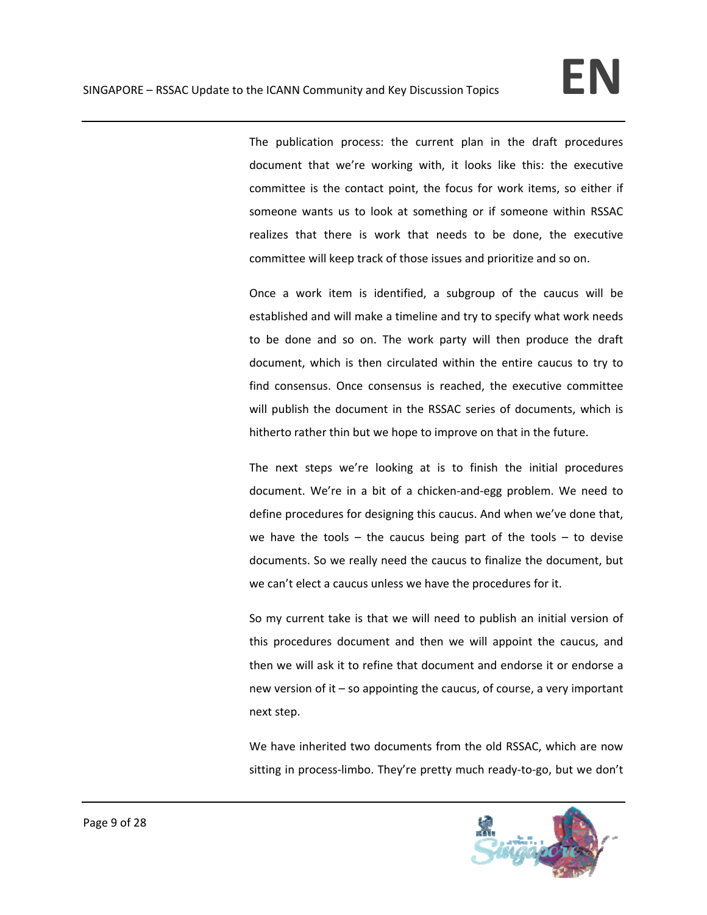The publication process: the current plan in the draft procedures document that we're working with, it looks like this: the executive committee is the contact point, the focus for work items, so either if someone wants us to look at something or if someone within RSSAC realizes that there is work that needs to be done, the executive committee will keep track of those issues and prioritize and so on.

Once a work item is identified, a subgroup of the caucus will be established and will make a timeline and try to specify what work needs to be done and so on. The work party will then produce the draft document, which is then circulated within the entire caucus to try to find consensus. Once consensus is reached, the executive committee will publish the document in the RSSAC series of documents, which is hitherto rather thin but we hope to improve on that in the future.

The next steps we're looking at is to finish the initial procedures document. We're in a bit of a chicken-and-egg problem. We need to define procedures for designing this caucus. And when we've done that, we have the tools – the caucus being part of the tools – to devise documents. So we really need the caucus to finalize the document, but we can't elect a caucus unless we have the procedures for it.

So my current take is that we will need to publish an initial version of this procedures document and then we will appoint the caucus, and then we will ask it to refine that document and endorse it or endorse a new version of it – so appointing the caucus, of course, a very important next step.

We have inherited two documents from the old RSSAC, which are now sitting in process-limbo. They're pretty much ready-to-go, but we don't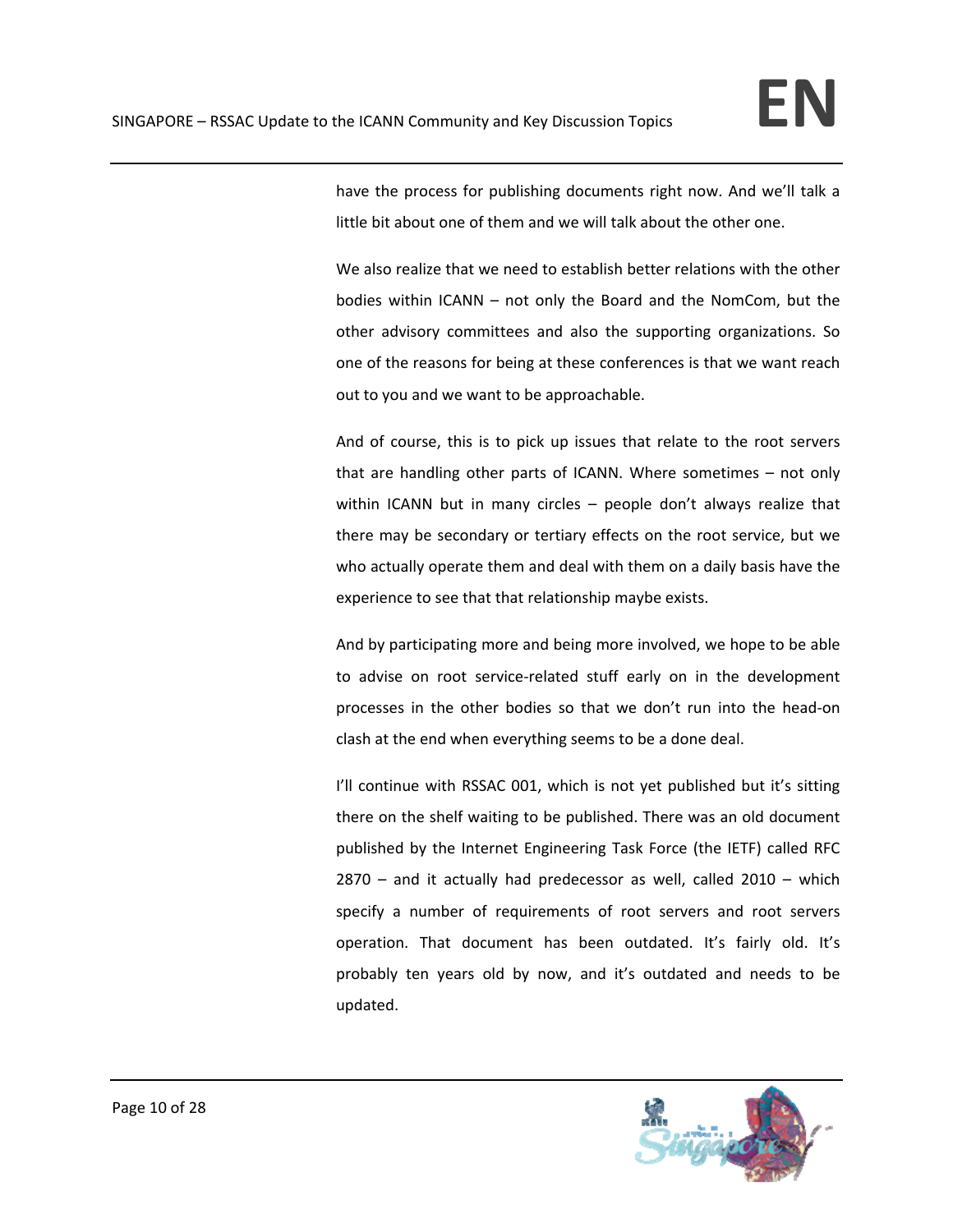have the process for publishing documents right now. And we'll talk a little bit about one of them and we will talk about the other one.

We also realize that we need to establish better relations with the other bodies within ICANN – not only the Board and the NomCom, but the other advisory committees and also the supporting organizations. So one of the reasons for being at these conferences is that we want reach out to you and we want to be approachable.

And of course, this is to pick up issues that relate to the root servers that are handling other parts of ICANN. Where sometimes – not only within ICANN but in many circles – people don't always realize that there may be secondary or tertiary effects on the root service, but we who actually operate them and deal with them on a daily basis have the experience to see that that relationship maybe exists.

And by participating more and being more involved, we hope to be able to advise on root service-related stuff early on in the development processes in the other bodies so that we don't run into the head-on clash at the end when everything seems to be a done deal.

I'll continue with RSSAC 001, which is not yet published but it's sitting there on the shelf waiting to be published. There was an old document published by the Internet Engineering Task Force (the IETF) called RFC 2870 – and it actually had predecessor as well, called 2010 – which specify a number of requirements of root servers and root servers operation. That document has been outdated. It's fairly old. It's probably ten years old by now, and it's outdated and needs to be updated.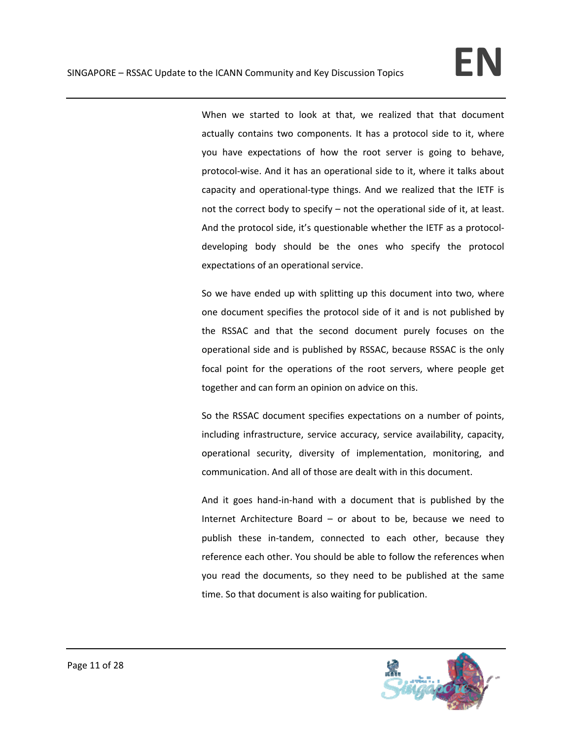When we started to look at that, we realized that that document actually contains two components. It has a protocol side to it, where you have expectations of how the root server is going to behave, protocol-wise. And it has an operational side to it, where it talks about capacity and operational-type things. And we realized that the IETF is not the correct body to specify – not the operational side of it, at least. And the protocol side, it's questionable whether the IETF as a protocol-developing body should be the ones who specify the protocol expectations of an operational service.

So we have ended up with splitting up this document into two, where one document specifies the protocol side of it and is not published by the RSSAC and that the second document purely focuses on the operational side and is published by RSSAC, because RSSAC is the only focal point for the operations of the root servers, where people get together and can form an opinion on advice on this.

So the RSSAC document specifies expectations on a number of points, including infrastructure, service accuracy, service availability, capacity, operational security, diversity of implementation, monitoring, and communication. And all of those are dealt with in this document.

And it goes hand-in-hand with a document that is published by the Internet Architecture Board – or about to be, because we need to publish these in-tandem, connected to each other, because they reference each other. You should be able to follow the references when you read the documents, so they need to be published at the same time. So that document is also waiting for publication.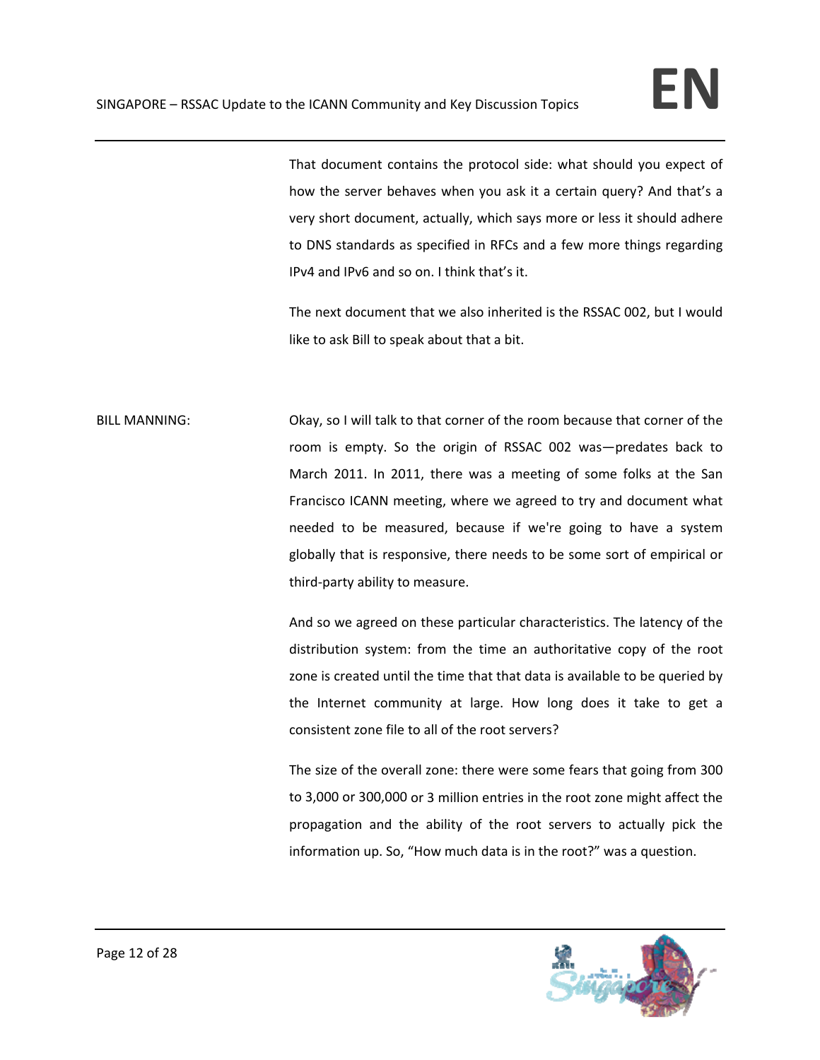That document contains the protocol side: what should you expect of how the server behaves when you ask it a certain query? And that's a very short document, actually, which says more or less it should adhere to DNS standards as specified in RFCs and a few more things regarding IPv4 and IPv6 and so on. I think that's it.

The next document that we also inherited is the RSSAC 002, but I would like to ask Bill to speak about that a bit.

BILL MANNING: Okay, so I will talk to that corner of the room because that corner of the room is empty. So the origin of RSSAC 002 was—predates back to March 2011. In 2011, there was a meeting of some folks at the San Francisco ICANN meeting, where we agreed to try and document what needed to be measured, because if we're going to have a system globally that is responsive, there needs to be some sort of empirical or third-party ability to measure.

And so we agreed on these particular characteristics. The latency of the distribution system: from the time an authoritative copy of the root zone is created until the time that that data is available to be queried by the Internet community at large. How long does it take to get a consistent zone file to all of the root servers?

The size of the overall zone: there were some fears that going from 300 to 3,000 or 300,000 or 3 million entries in the root zone might affect the propagation and the ability of the root servers to actually pick the information up. So, "How much data is in the root?" was a question.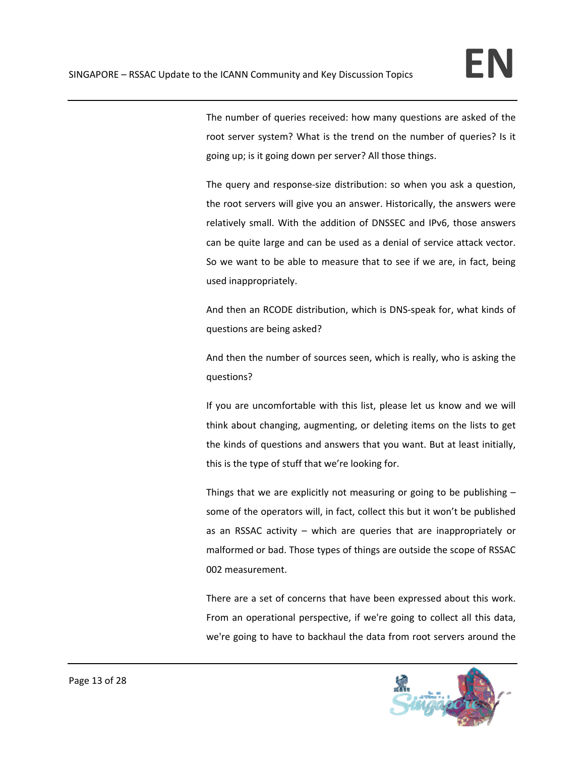The number of queries received: how many questions are asked of the root server system? What is the trend on the number of queries? Is it going up; is it going down per server? All those things.

The query and response-size distribution: so when you ask a question, the root servers will give you an answer. Historically, the answers were relatively small. With the addition of DNSSEC and IPv6, those answers can be quite large and can be used as a denial of service attack vector. So we want to be able to measure that to see if we are, in fact, being used inappropriately.

And then an RCODE distribution, which is DNS-speak for, what kinds of questions are being asked?

And then the number of sources seen, which is really, who is asking the questions?

If you are uncomfortable with this list, please let us know and we will think about changing, augmenting, or deleting items on the lists to get the kinds of questions and answers that you want. But at least initially, this is the type of stuff that we're looking for.

Things that we are explicitly not measuring or going to be publishing – some of the operators will, in fact, collect this but it won't be published as an RSSAC activity – which are queries that are inappropriately or malformed or bad. Those types of things are outside the scope of RSSAC 002 measurement.

There are a set of concerns that have been expressed about this work. From an operational perspective, if we're going to collect all this data, we're going to have to backhaul the data from root servers around the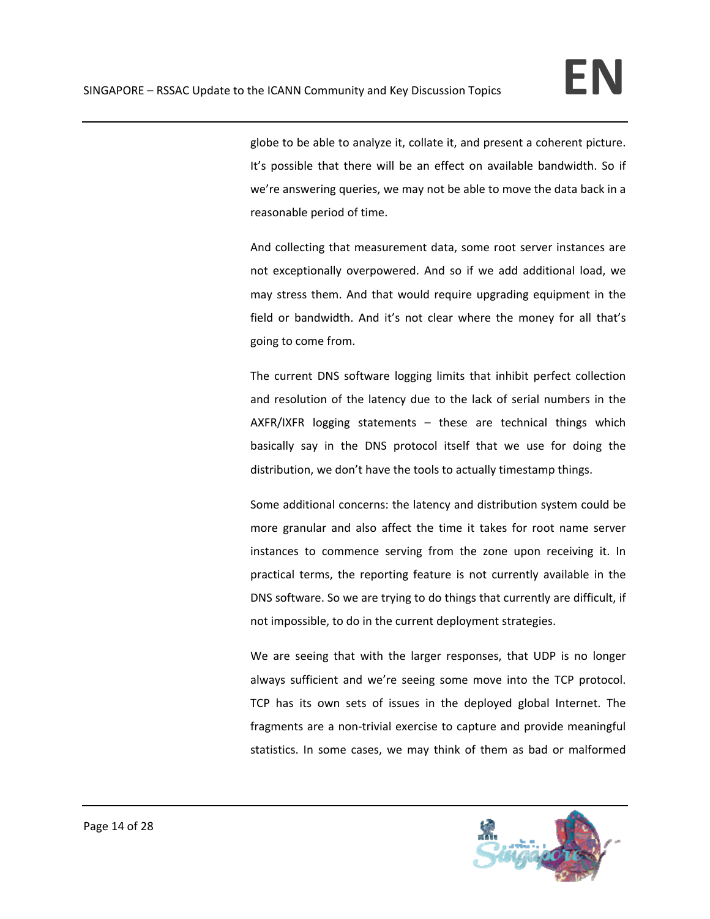globe to be able to analyze it, collate it, and present a coherent picture. It's possible that there will be an effect on available bandwidth. So if we're answering queries, we may not be able to move the data back in a reasonable period of time.

And collecting that measurement data, some root server instances are not exceptionally overpowered. And so if we add additional load, we may stress them. And that would require upgrading equipment in the field or bandwidth. And it's not clear where the money for all that's going to come from.

The current DNS software logging limits that inhibit perfect collection and resolution of the latency due to the lack of serial numbers in the AXFR/IXFR logging statements – these are technical things which basically say in the DNS protocol itself that we use for doing the distribution, we don't have the tools to actually timestamp things.

Some additional concerns: the latency and distribution system could be more granular and also affect the time it takes for root name server instances to commence serving from the zone upon receiving it. In practical terms, the reporting feature is not currently available in the DNS software. So we are trying to do things that currently are difficult, if not impossible, to do in the current deployment strategies.

We are seeing that with the larger responses, that UDP is no longer always sufficient and we're seeing some move into the TCP protocol. TCP has its own sets of issues in the deployed global Internet. The fragments are a non-trivial exercise to capture and provide meaningful statistics. In some cases, we may think of them as bad or malformed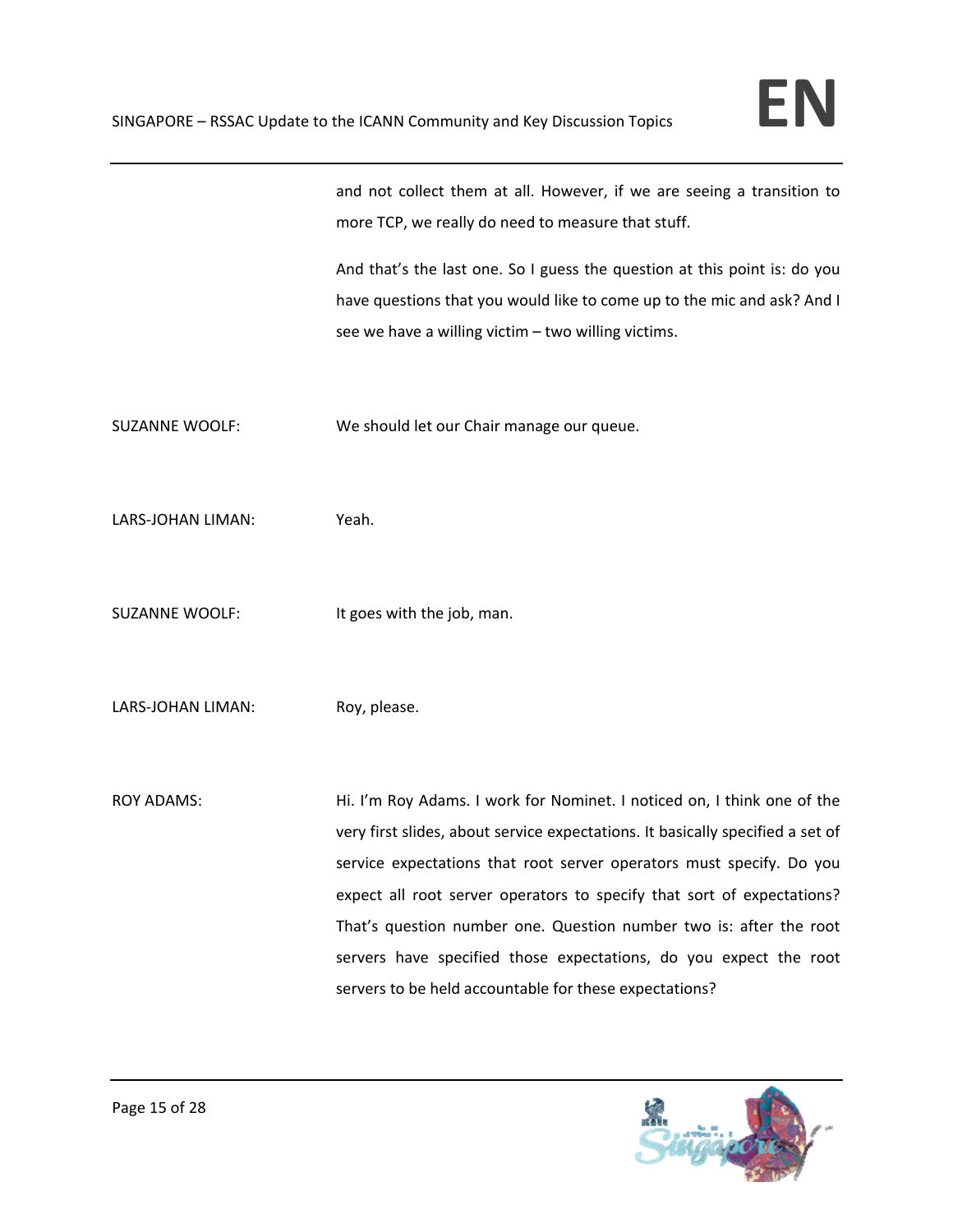and not collect them at all. However, if we are seeing a transition to more TCP, we really do need to measure that stuff.

And that's the last one. So I guess the question at this point is: do you have questions that you would like to come up to the mic and ask? And I see we have a willing victim – two willing victims.

SUZANNE WOOLF: We should let our Chair manage our queue.

LARS-JOHAN LIMAN: Yeah.

SUZANNE WOOLF: It goes with the job, man.

LARS-JOHAN LIMAN: Roy, please.

ROY ADAMS: Hi. I'm Roy Adams. I work for Nominet. I noticed on, I think one of the very first slides, about service expectations. It basically specified a set of service expectations that root server operators must specify. Do you expect all root server operators to specify that sort of expectations? That's question number one. Question number two is: after the root servers have specified those expectations, do you expect the root servers to be held accountable for these expectations?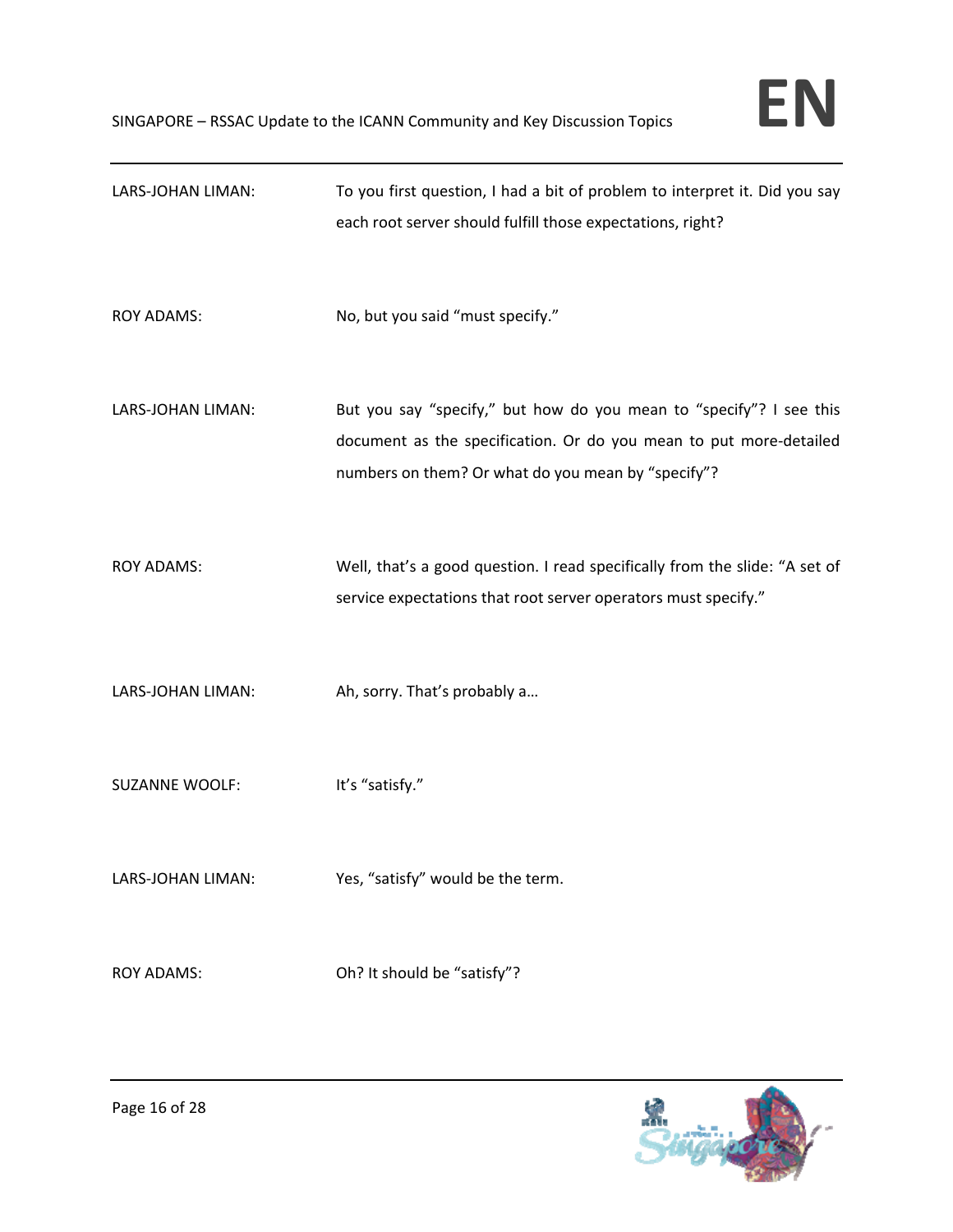LARS-JOHAN LIMAN: To you first question, I had a bit of problem to interpret it. Did you say each root server should fulfill those expectations, right?

ROY ADAMS: No, but you said “must specify.”

LARS-JOHAN LIMAN: But you say “specify,” but how do you mean to “specify”? I see this document as the specification. Or do you mean to put more-detailed numbers on them? Or what do you mean by “specify”?

ROY ADAMS: Well, that’s a good question. I read specifically from the slide: “A set of service expectations that root server operators must specify.”

LARS-JOHAN LIMAN: Ah, sorry. That’s probably a…

SUZANNE WOOLF: It’s “satisfy.”

LARS-JOHAN LIMAN: Yes, “satisfy” would be the term.

ROY ADAMS: Oh? It should be “satisfy”?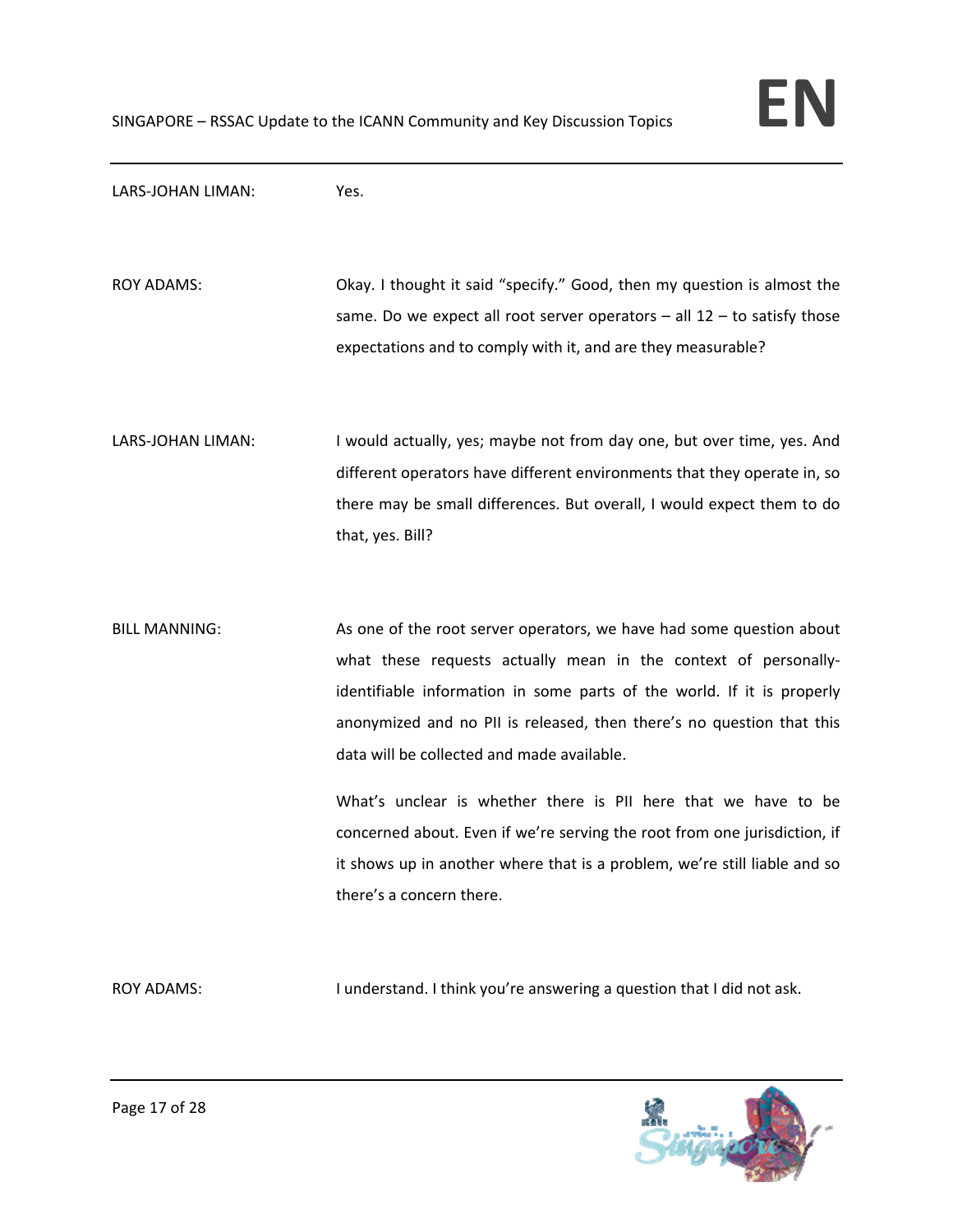LARS-JOHAN LIMAN: Yes.

ROY ADAMS: Okay. I thought it said "specify." Good, then my question is almost the same. Do we expect all root server operators – all 12 – to satisfy those expectations and to comply with it, and are they measurable?

LARS-JOHAN LIMAN: I would actually, yes; maybe not from day one, but over time, yes. And different operators have different environments that they operate in, so there may be small differences. But overall, I would expect them to do that, yes. Bill?

BILL MANNING: As one of the root server operators, we have had some question about what these requests actually mean in the context of personally-identifiable information in some parts of the world. If it is properly anonymized and no PII is released, then there's no question that this data will be collected and made available.

What's unclear is whether there is PII here that we have to be concerned about. Even if we're serving the root from one jurisdiction, if it shows up in another where that is a problem, we're still liable and so there's a concern there.

ROY ADAMS: I understand. I think you're answering a question that I did not ask.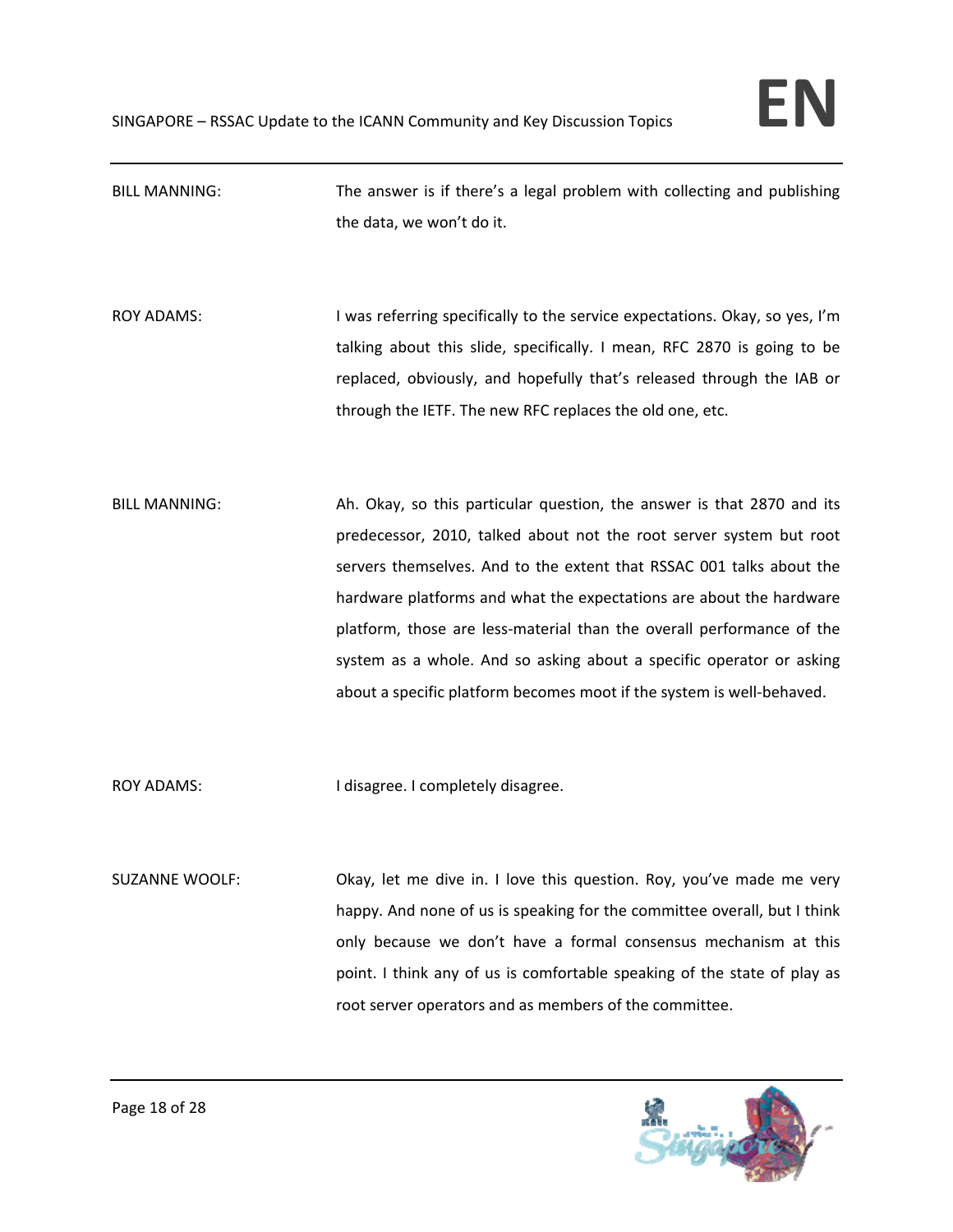BILL MANNING: The answer is if there's a legal problem with collecting and publishing the data, we won't do it.

ROY ADAMS: I was referring specifically to the service expectations. Okay, so yes, I'm talking about this slide, specifically. I mean, RFC 2870 is going to be replaced, obviously, and hopefully that's released through the IAB or through the IETF. The new RFC replaces the old one, etc.

BILL MANNING: Ah. Okay, so this particular question, the answer is that 2870 and its predecessor, 2010, talked about not the root server system but root servers themselves. And to the extent that RSSAC 001 talks about the hardware platforms and what the expectations are about the hardware platform, those are less-material than the overall performance of the system as a whole. And so asking about a specific operator or asking about a specific platform becomes moot if the system is well-behaved.

ROY ADAMS: I disagree. I completely disagree.

SUZANNE WOOLF: Okay, let me dive in. I love this question. Roy, you've made me very happy. And none of us is speaking for the committee overall, but I think only because we don't have a formal consensus mechanism at this point. I think any of us is comfortable speaking of the state of play as root server operators and as members of the committee.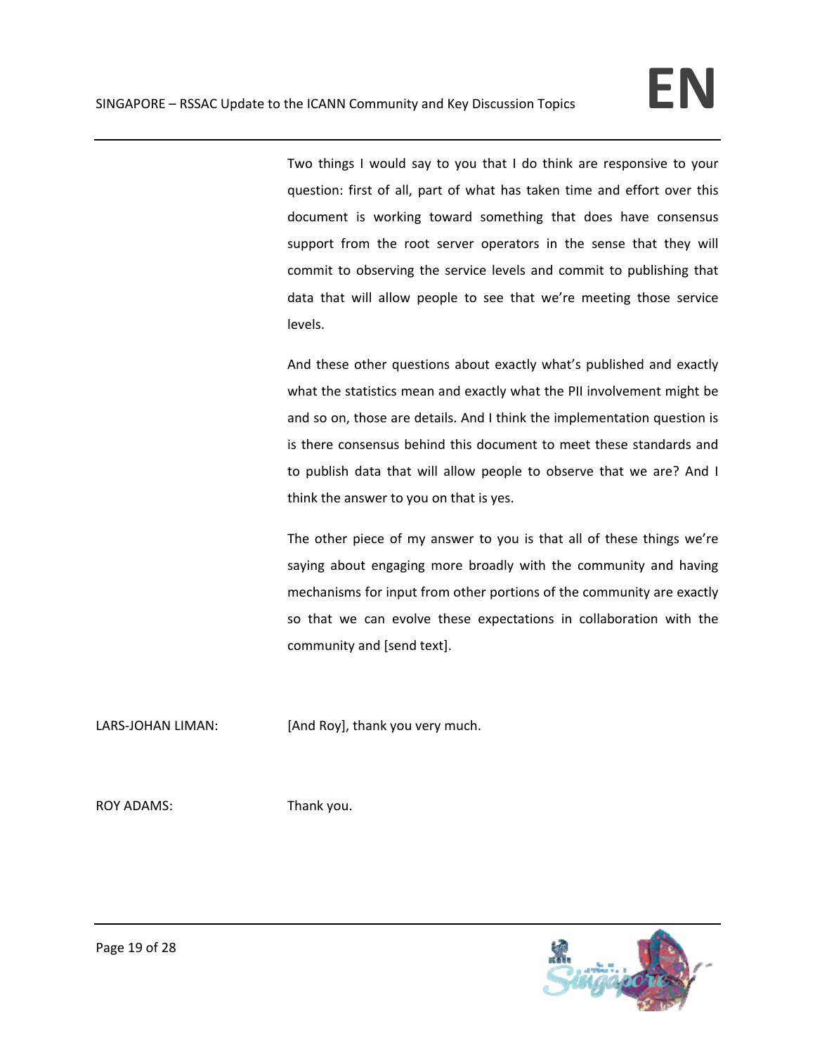Two things I would say to you that I do think are responsive to your question: first of all, part of what has taken time and effort over this document is working toward something that does have consensus support from the root server operators in the sense that they will commit to observing the service levels and commit to publishing that data that will allow people to see that we're meeting those service levels.

And these other questions about exactly what's published and exactly what the statistics mean and exactly what the PII involvement might be and so on, those are details. And I think the implementation question is is there consensus behind this document to meet these standards and to publish data that will allow people to observe that we are? And I think the answer to you on that is yes.

The other piece of my answer to you is that all of these things we're saying about engaging more broadly with the community and having mechanisms for input from other portions of the community are exactly so that we can evolve these expectations in collaboration with the community and [send text].

LARS-JOHAN LIMAN: [And Roy], thank you very much.

ROY ADAMS: Thank you.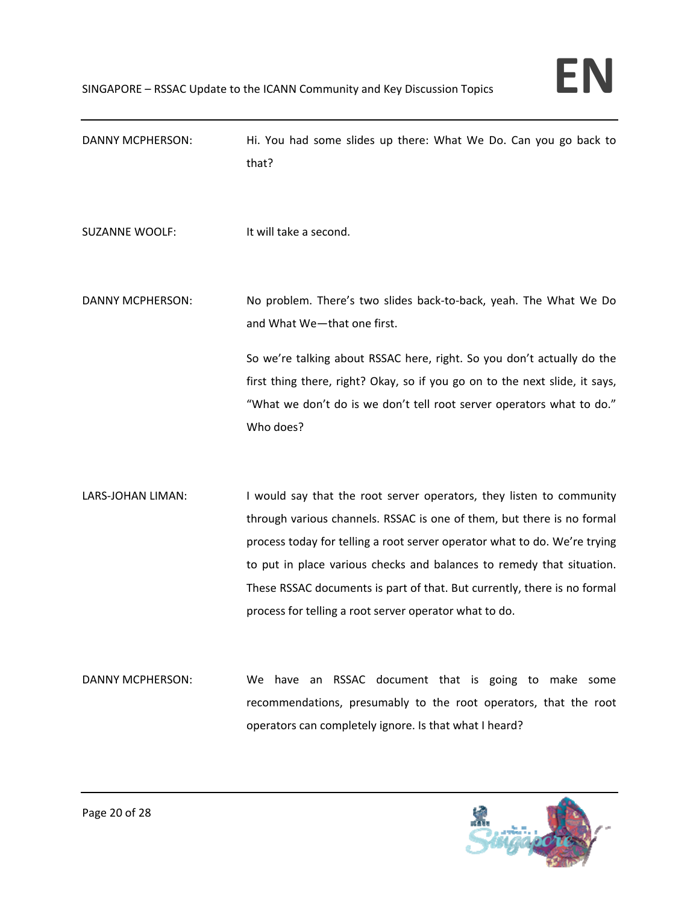DANNY MCPHERSON: Hi. You had some slides up there: What We Do. Can you go back to that?

SUZANNE WOOLF: It will take a second.

DANNY MCPHERSON: No problem. There's two slides back-to-back, yeah. The What We Do and What We—that one first.

So we're talking about RSSAC here, right. So you don't actually do the first thing there, right? Okay, so if you go on to the next slide, it says, "What we don't do is we don't tell root server operators what to do." Who does?

LARS-JOHAN LIMAN: I would say that the root server operators, they listen to community through various channels. RSSAC is one of them, but there is no formal process today for telling a root server operator what to do. We're trying to put in place various checks and balances to remedy that situation. These RSSAC documents is part of that. But currently, there is no formal process for telling a root server operator what to do.

DANNY MCPHERSON: We have an RSSAC document that is going to make some recommendations, presumably to the root operators, that the root operators can completely ignore. Is that what I heard?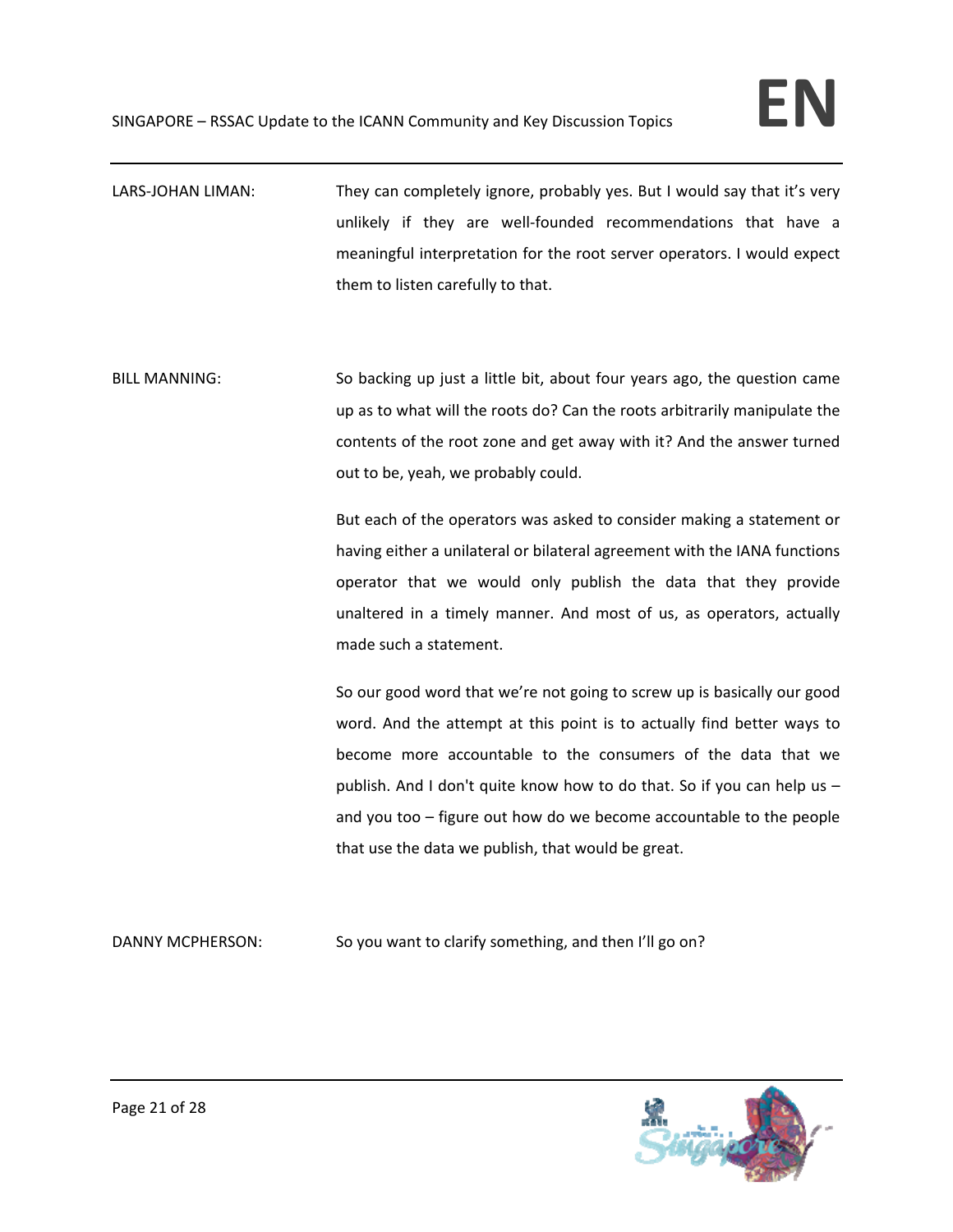LARS-JOHAN LIMAN: They can completely ignore, probably yes. But I would say that it's very unlikely if they are well-founded recommendations that have a meaningful interpretation for the root server operators. I would expect them to listen carefully to that.

BILL MANNING: So backing up just a little bit, about four years ago, the question came up as to what will the roots do? Can the roots arbitrarily manipulate the contents of the root zone and get away with it? And the answer turned out to be, yeah, we probably could.

But each of the operators was asked to consider making a statement or having either a unilateral or bilateral agreement with the IANA functions operator that we would only publish the data that they provide unaltered in a timely manner. And most of us, as operators, actually made such a statement.

So our good word that we're not going to screw up is basically our good word. And the attempt at this point is to actually find better ways to become more accountable to the consumers of the data that we publish. And I don't quite know how to do that. So if you can help us – and you too – figure out how do we become accountable to the people that use the data we publish, that would be great.

DANNY MCPHERSON: So you want to clarify something, and then I'll go on?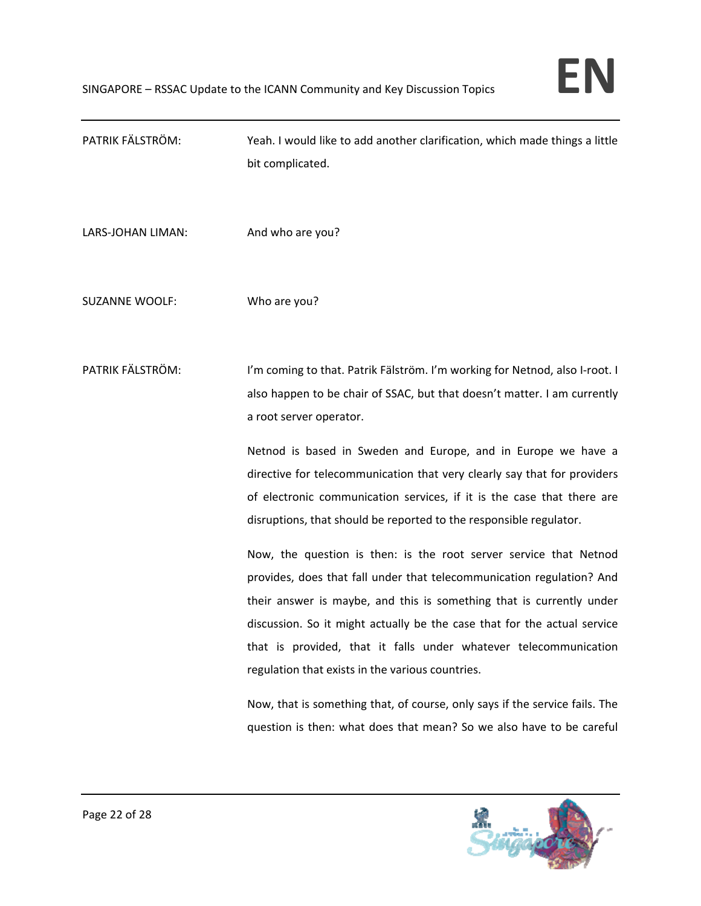PATRIK FÄLSTRÖM: Yeah. I would like to add another clarification, which made things a little bit complicated.

LARS-JOHAN LIMAN: And who are you?

SUZANNE WOOLF: Who are you?

PATRIK FÄLSTRÖM: I'm coming to that. Patrik Fälström. I'm working for Netnod, also I-root. I also happen to be chair of SSAC, but that doesn't matter. I am currently a root server operator.

Netnod is based in Sweden and Europe, and in Europe we have a directive for telecommunication that very clearly say that for providers of electronic communication services, if it is the case that there are disruptions, that should be reported to the responsible regulator.

Now, the question is then: is the root server service that Netnod provides, does that fall under that telecommunication regulation? And their answer is maybe, and this is something that is currently under discussion. So it might actually be the case that for the actual service that is provided, that it falls under whatever telecommunication regulation that exists in the various countries.

Now, that is something that, of course, only says if the service fails. The question is then: what does that mean? So we also have to be careful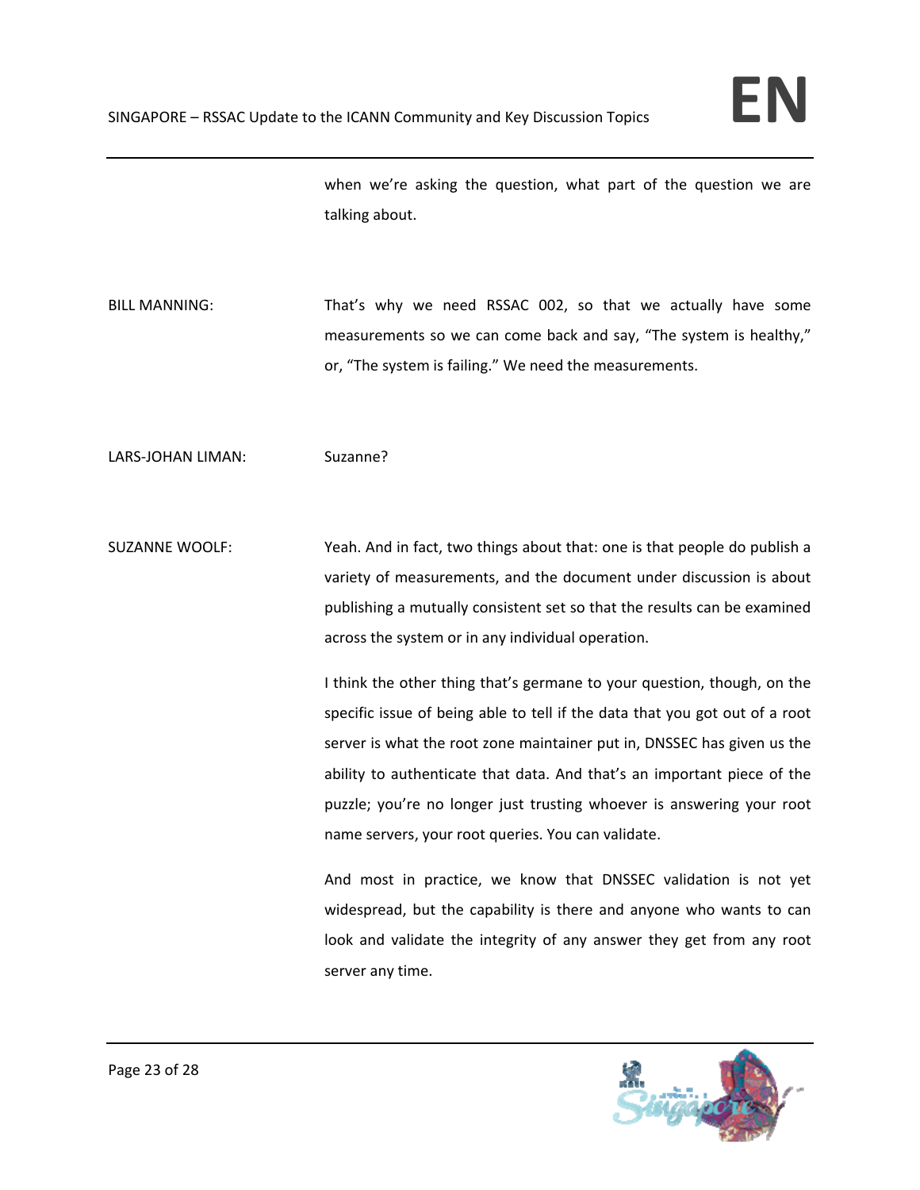when we're asking the question, what part of the question we are talking about.

BILL MANNING: That's why we need RSSAC 002, so that we actually have some measurements so we can come back and say, "The system is healthy," or, "The system is failing." We need the measurements.

LARS-JOHAN LIMAN: Suzanne?

SUZANNE WOOLF: Yeah. And in fact, two things about that: one is that people do publish a variety of measurements, and the document under discussion is about publishing a mutually consistent set so that the results can be examined across the system or in any individual operation.

I think the other thing that's germane to your question, though, on the specific issue of being able to tell if the data that you got out of a root server is what the root zone maintainer put in, DNSSEC has given us the ability to authenticate that data. And that's an important piece of the puzzle; you're no longer just trusting whoever is answering your root name servers, your root queries. You can validate.

And most in practice, we know that DNSSEC validation is not yet widespread, but the capability is there and anyone who wants to can look and validate the integrity of any answer they get from any root server any time.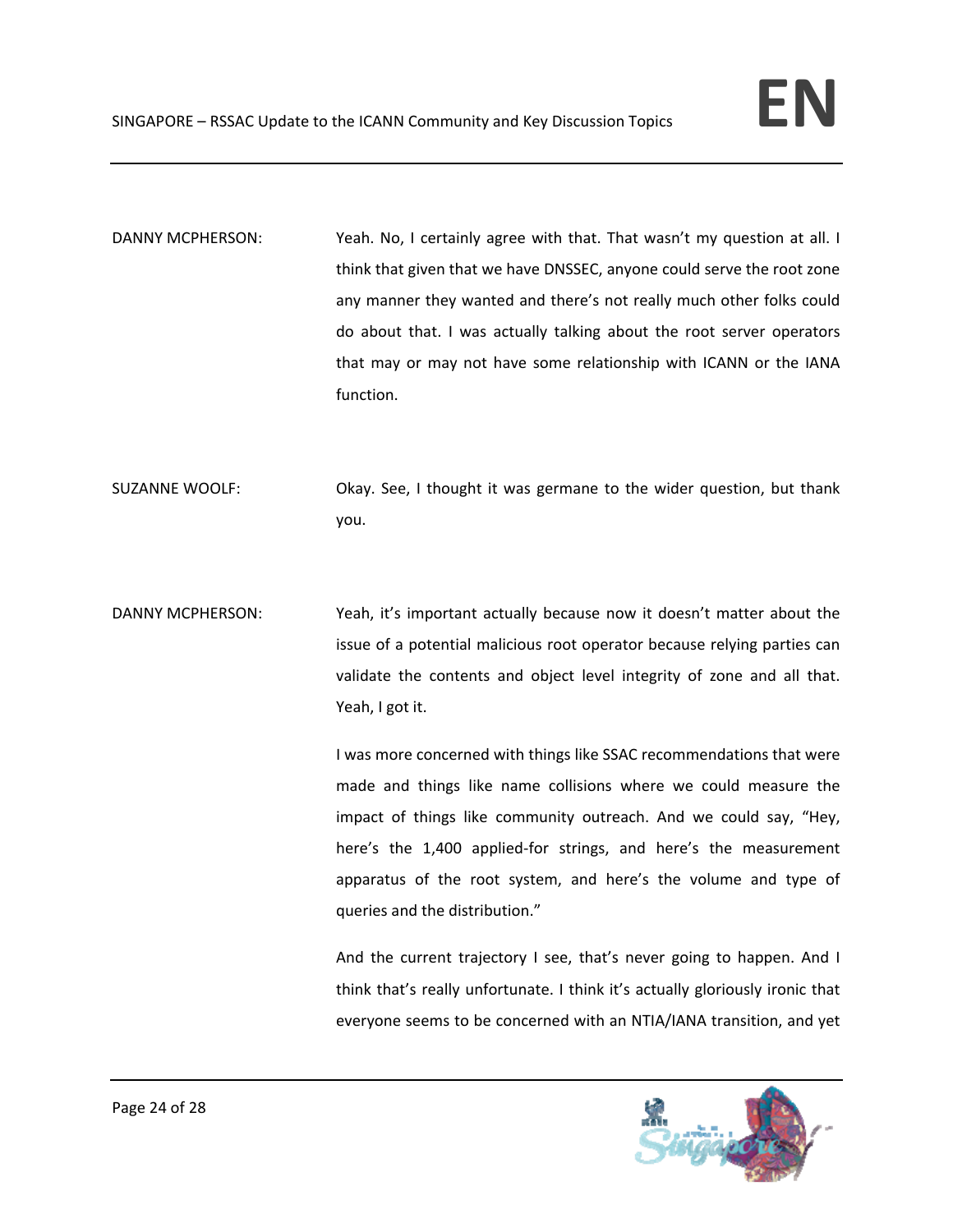DANNY MCPHERSON: Yeah. No, I certainly agree with that. That wasn't my question at all. I think that given that we have DNSSEC, anyone could serve the root zone any manner they wanted and there's not really much other folks could do about that. I was actually talking about the root server operators that may or may not have some relationship with ICANN or the IANA function.

SUZANNE WOOLF: Okay. See, I thought it was germane to the wider question, but thank you.

DANNY MCPHERSON: Yeah, it's important actually because now it doesn't matter about the issue of a potential malicious root operator because relying parties can validate the contents and object level integrity of zone and all that. Yeah, I got it.

I was more concerned with things like SSAC recommendations that were made and things like name collisions where we could measure the impact of things like community outreach. And we could say, "Hey, here's the 1,400 applied-for strings, and here's the measurement apparatus of the root system, and here's the volume and type of queries and the distribution."

And the current trajectory I see, that's never going to happen. And I think that's really unfortunate. I think it's actually gloriously ironic that everyone seems to be concerned with an NTIA/IANA transition, and yet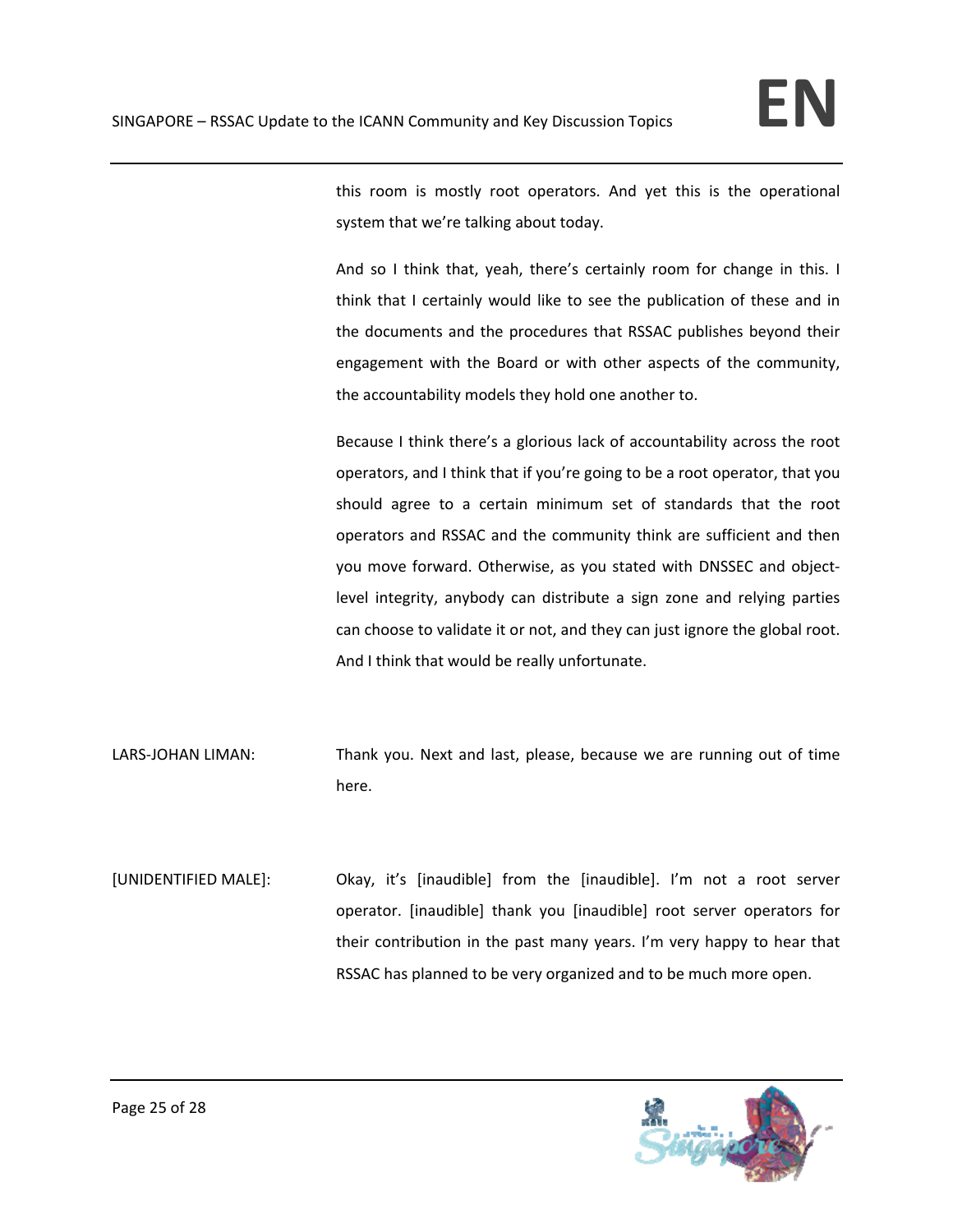this room is mostly root operators. And yet this is the operational system that we're talking about today.

And so I think that, yeah, there's certainly room for change in this. I think that I certainly would like to see the publication of these and in the documents and the procedures that RSSAC publishes beyond their engagement with the Board or with other aspects of the community, the accountability models they hold one another to.

Because I think there's a glorious lack of accountability across the root operators, and I think that if you're going to be a root operator, that you should agree to a certain minimum set of standards that the root operators and RSSAC and the community think are sufficient and then you move forward. Otherwise, as you stated with DNSSEC and object-level integrity, anybody can distribute a sign zone and relying parties can choose to validate it or not, and they can just ignore the global root. And I think that would be really unfortunate.

LARS-JOHAN LIMAN: Thank you. Next and last, please, because we are running out of time here.

[UNIDENTIFIED MALE]: Okay, it's [inaudible] from the [inaudible]. I'm not a root server operator. [inaudible] thank you [inaudible] root server operators for their contribution in the past many years. I'm very happy to hear that RSSAC has planned to be very organized and to be much more open.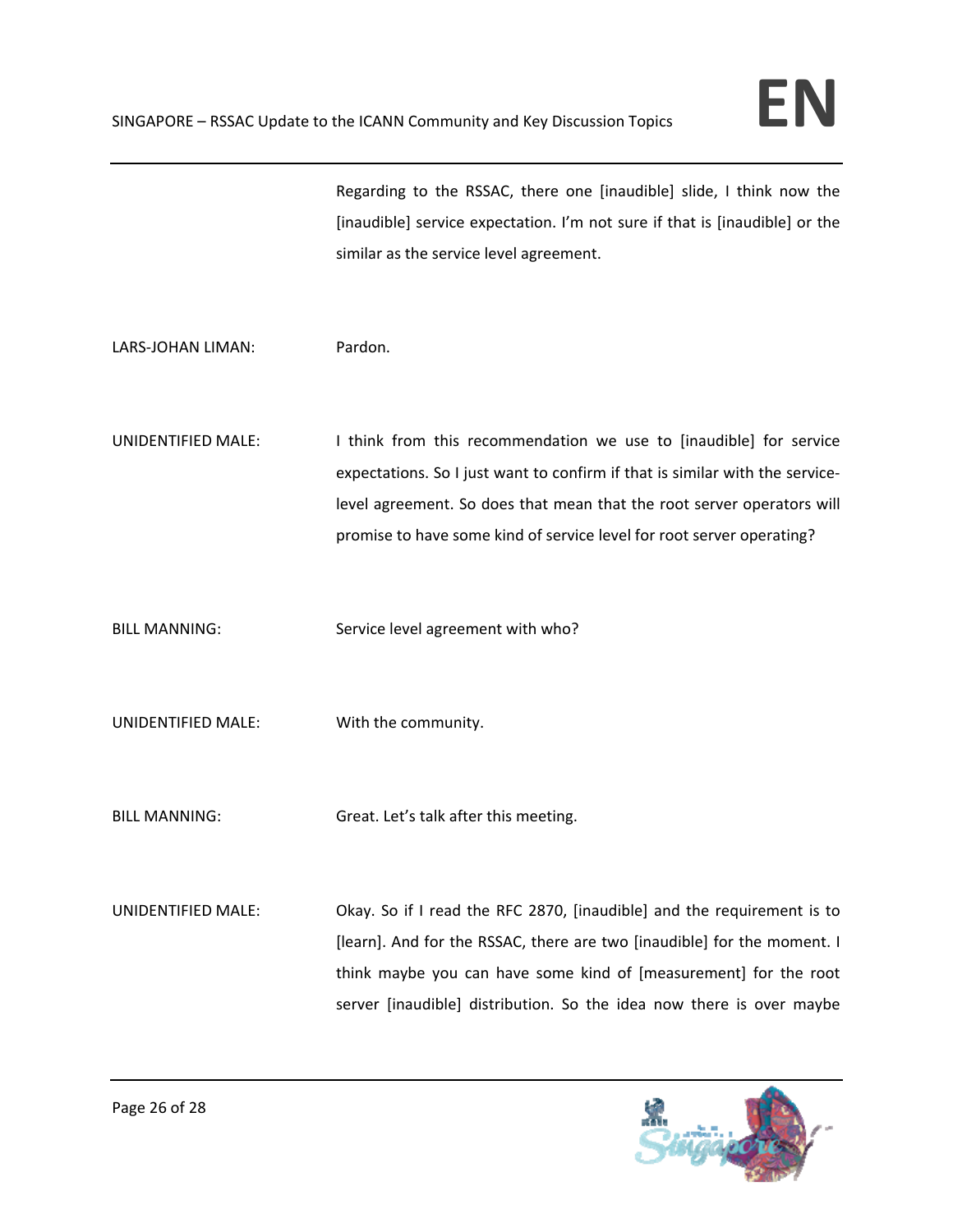Regarding to the RSSAC, there one [inaudible] slide, I think now the [inaudible] service expectation. I'm not sure if that is [inaudible] or the similar as the service level agreement.

LARS-JOHAN LIMAN: Pardon.

UNIDENTIFIED MALE: I think from this recommendation we use to [inaudible] for service expectations. So I just want to confirm if that is similar with the service-level agreement. So does that mean that the root server operators will promise to have some kind of service level for root server operating?

BILL MANNING: Service level agreement with who?

UNIDENTIFIED MALE: With the community.

BILL MANNING: Great. Let's talk after this meeting.

UNIDENTIFIED MALE: Okay. So if I read the RFC 2870, [inaudible] and the requirement is to [learn]. And for the RSSAC, there are two [inaudible] for the moment. I think maybe you can have some kind of [measurement] for the root server [inaudible] distribution. So the idea now there is over maybe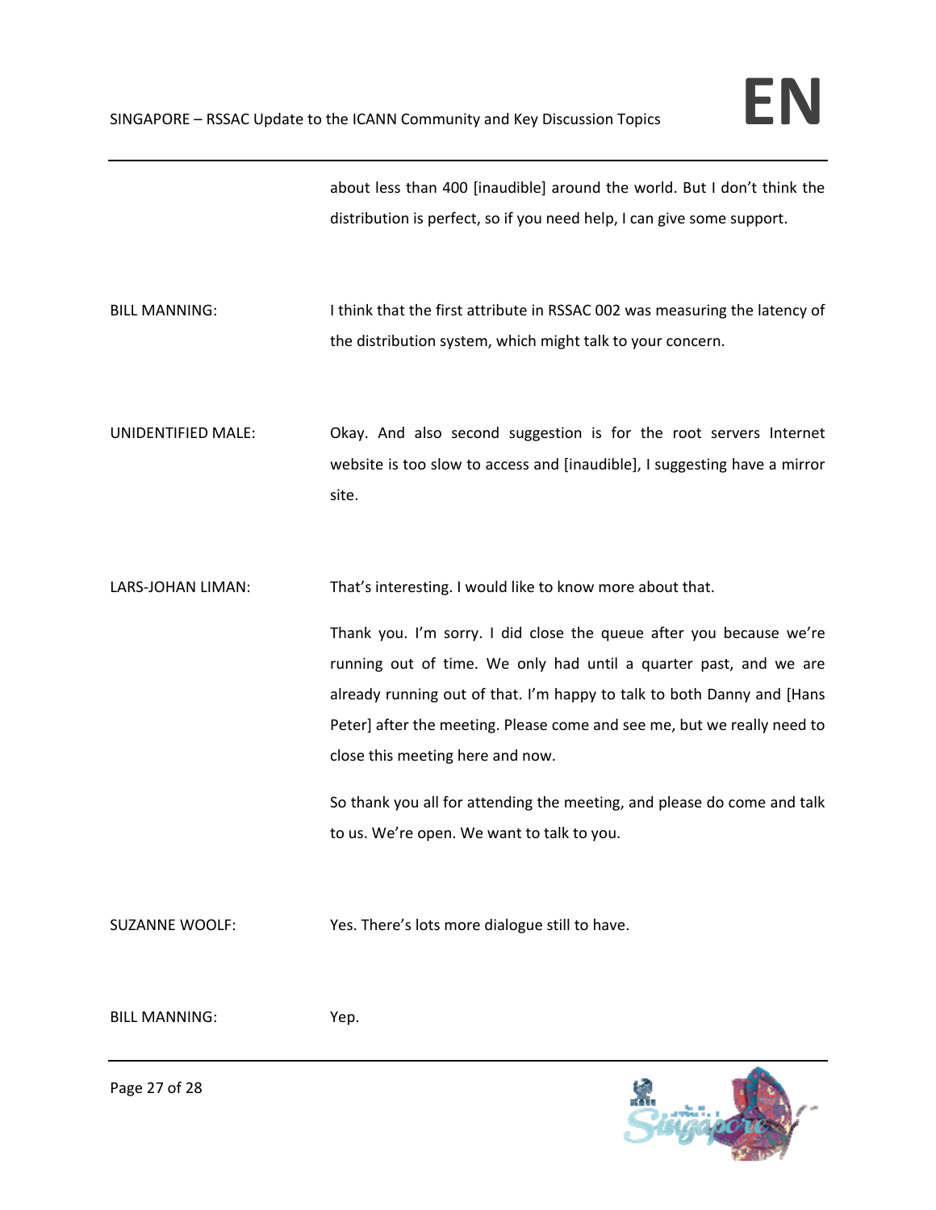about less than 400 [inaudible] around the world. But I don't think the distribution is perfect, so if you need help, I can give some support.

BILL MANNING: I think that the first attribute in RSSAC 002 was measuring the latency of the distribution system, which might talk to your concern.

UNIDENTIFIED MALE: Okay. And also second suggestion is for the root servers Internet website is too slow to access and [inaudible], I suggesting have a mirror site.

LARS-JOHAN LIMAN: That's interesting. I would like to know more about that.

Thank you. I'm sorry. I did close the queue after you because we're running out of time. We only had until a quarter past, and we are already running out of that. I'm happy to talk to both Danny and [Hans Peter] after the meeting. Please come and see me, but we really need to close this meeting here and now.

So thank you all for attending the meeting, and please do come and talk to us. We're open. We want to talk to you.

SUZANNE WOOLF: Yes. There's lots more dialogue still to have.

BILL MANNING: Yep.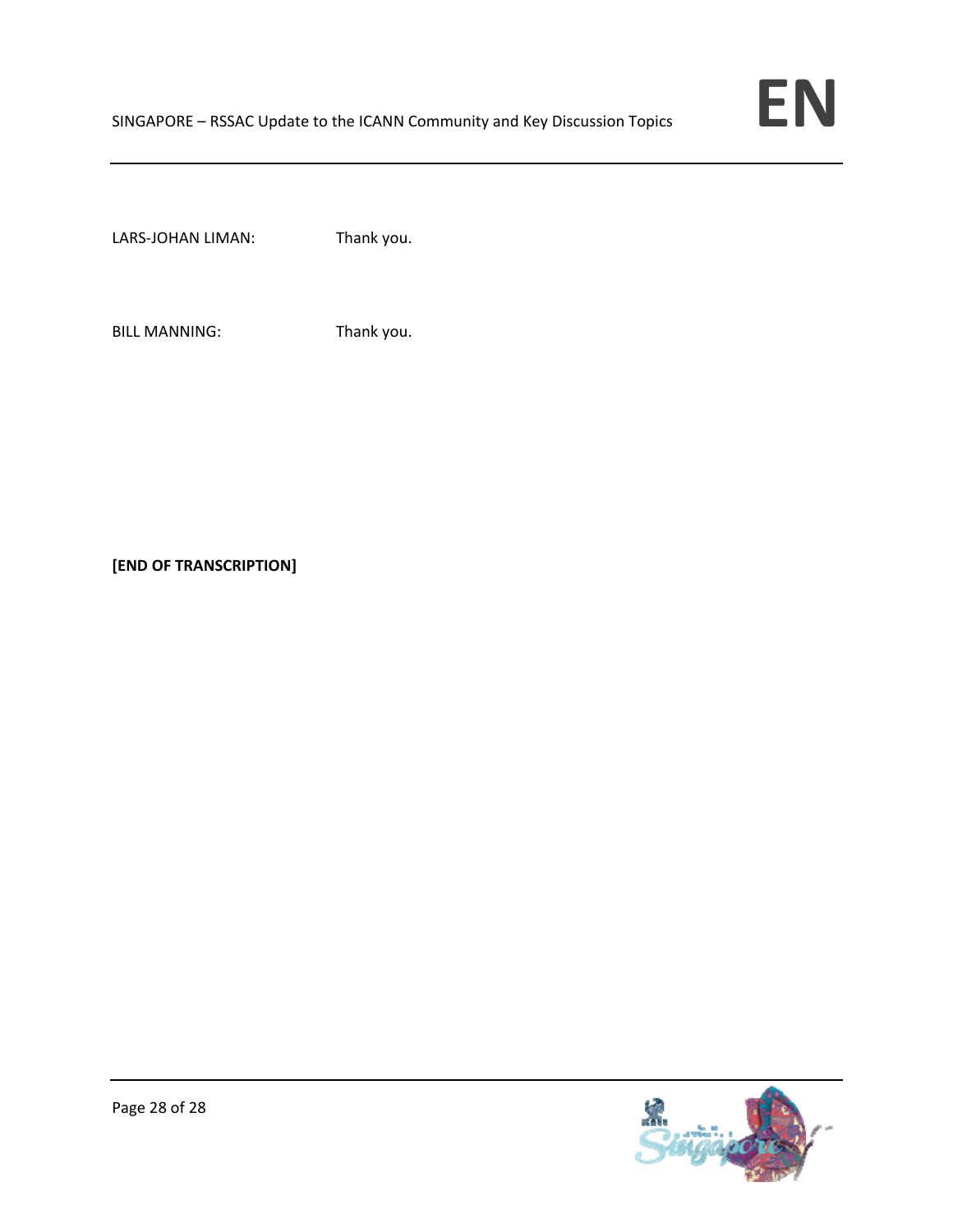LARS-JOHAN LIMAN: Thank you.

BILL MANNING: Thank you.

**[END OF TRANSCRIPTION]**